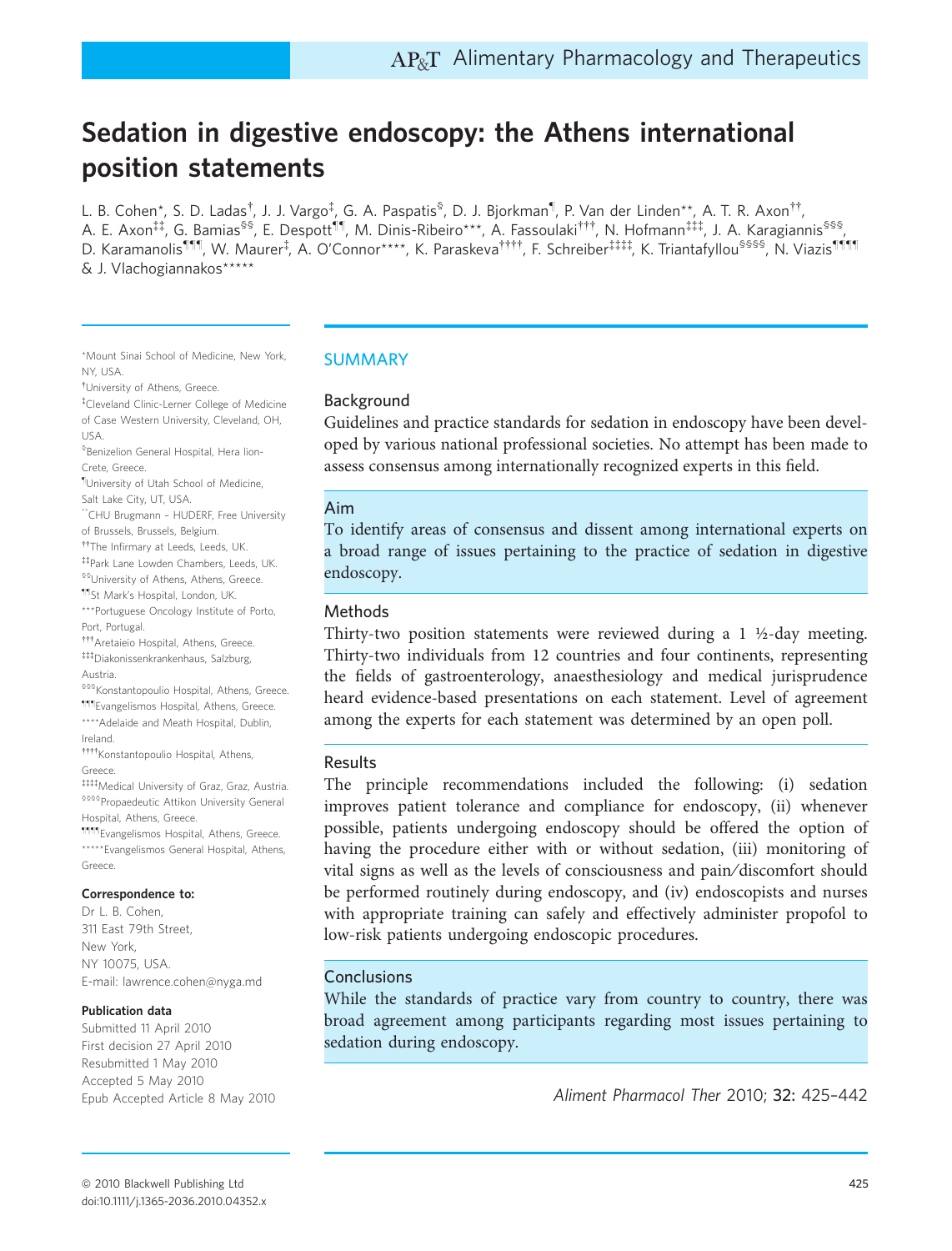# Sedation in digestive endoscopy: the Athens international position statements

L. B. Cohen[*], S. D. Ladas[†], J. J. Vargo[‡], G. A. Paspatis[§], D. J. Bjorkman[¶], P. Van der Linden[**], A. T. R. Axon[††], A. E. Axon[‡‡], G. Bamias[§§], E. Despott[¶¶], M. Dinis-Ribeiro[***], A. Fassoulaki[†††], N. Hofmann[‡‡‡], J. A. Karagiannis[§§§], D. Karamanolis[¶¶¶], W. Maurer[‡], A. O'Connor[****], K. Paraskeva[††††], F. Schreiber[‡‡‡‡], K. Triantafyllou[§§§§], N. Viazis[¶¶¶¶] & J. Vlachogiannakos[*****]

[*]Mount Sinai School of Medicine, New York, NY, USA.
[†]University of Athens, Greece.
[‡]Cleveland Clinic-Lerner College of Medicine of Case Western University, Cleveland, OH, USA.
[§]Benizelion General Hospital, Hera lion-Crete, Greece.
[¶]University of Utah School of Medicine, Salt Lake City, UT, USA.
[**]CHU Brugmann – HUDERF, Free University of Brussels, Brussels, Belgium.
[††]The Infirmary at Leeds, Leeds, UK.
[‡‡]Park Lane Lowden Chambers, Leeds, UK.
[§§]University of Athens, Athens, Greece.
[¶¶]St Mark's Hospital, London, UK.
[***]Portuguese Oncology Institute of Porto, Port, Portugal.
[†††]Aretaieio Hospital, Athens, Greece.
[‡‡‡]Diakonissenkrankenhaus, Salzburg, Austria.
[§§§]Konstantopoulio Hospital, Athens, Greece.
[¶¶¶]Evangelismos Hospital, Athens, Greece.
[****]Adelaide and Meath Hospital, Dublin, Ireland.
[††††]Konstantopoulio Hospital, Athens, Greece.
[‡‡‡‡]Medical University of Graz, Graz, Austria.
[§§§§]Propaedeutic Attikon University General Hospital, Athens, Greece.
[¶¶¶¶]Evangelismos Hospital, Athens, Greece.
[*****]Evangelismos General Hospital, Athens, Greece.

**Correspondence to:**
Dr L. B. Cohen,
311 East 79th Street,
New York,
NY 10075, USA.
E-mail: lawrence.cohen@nyga.md

**Publication data**
Submitted 11 April 2010
First decision 27 April 2010
Resubmitted 1 May 2010
Accepted 5 May 2010
Epub Accepted Article 8 May 2010

## SUMMARY

### Background

Guidelines and practice standards for sedation in endoscopy have been developed by various national professional societies. No attempt has been made to assess consensus among internationally recognized experts in this field.

### Aim

To identify areas of consensus and dissent among international experts on a broad range of issues pertaining to the practice of sedation in digestive endoscopy.

### Methods

Thirty-two position statements were reviewed during a 1 ½-day meeting. Thirty-two individuals from 12 countries and four continents, representing the fields of gastroenterology, anaesthesiology and medical jurisprudence heard evidence-based presentations on each statement. Level of agreement among the experts for each statement was determined by an open poll.

### Results

The principle recommendations included the following: (i) sedation improves patient tolerance and compliance for endoscopy, (ii) whenever possible, patients undergoing endoscopy should be offered the option of having the procedure either with or without sedation, (iii) monitoring of vital signs as well as the levels of consciousness and pain/discomfort should be performed routinely during endoscopy, and (iv) endoscopists and nurses with appropriate training can safely and effectively administer propofol to low-risk patients undergoing endoscopic procedures.

### Conclusions

While the standards of practice vary from country to country, there was broad agreement among participants regarding most issues pertaining to sedation during endoscopy.

*Aliment Pharmacol Ther* 2010; **32:** 425–442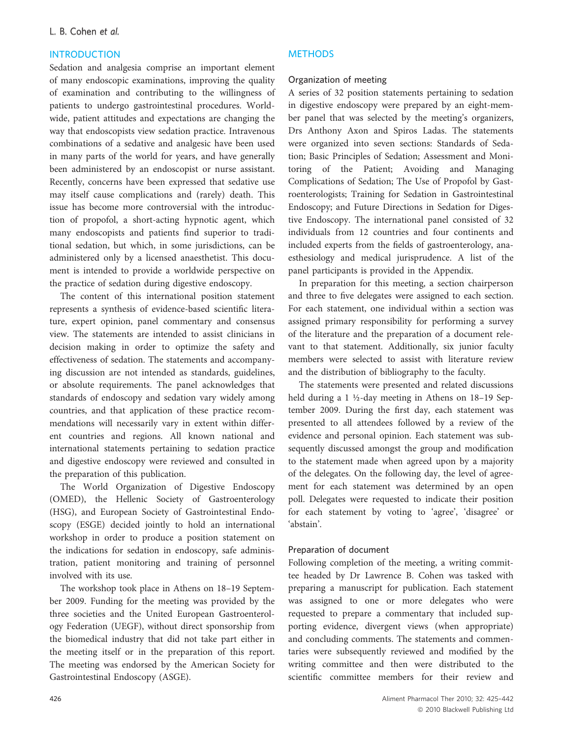## INTRODUCTION

Sedation and analgesia comprise an important element of many endoscopic examinations, improving the quality of examination and contributing to the willingness of patients to undergo gastrointestinal procedures. Worldwide, patient attitudes and expectations are changing the way that endoscopists view sedation practice. Intravenous combinations of a sedative and analgesic have been used in many parts of the world for years, and have generally been administered by an endoscopist or nurse assistant. Recently, concerns have been expressed that sedative use may itself cause complications and (rarely) death. This issue has become more controversial with the introduction of propofol, a short-acting hypnotic agent, which many endoscopists and patients find superior to traditional sedation, but which, in some jurisdictions, can be administered only by a licensed anaesthetist. This document is intended to provide a worldwide perspective on the practice of sedation during digestive endoscopy.

The content of this international position statement represents a synthesis of evidence-based scientific literature, expert opinion, panel commentary and consensus view. The statements are intended to assist clinicians in decision making in order to optimize the safety and effectiveness of sedation. The statements and accompanying discussion are not intended as standards, guidelines, or absolute requirements. The panel acknowledges that standards of endoscopy and sedation vary widely among countries, and that application of these practice recommendations will necessarily vary in extent within different countries and regions. All known national and international statements pertaining to sedation practice and digestive endoscopy were reviewed and consulted in the preparation of this publication.

The World Organization of Digestive Endoscopy (OMED), the Hellenic Society of Gastroenterology (HSG), and European Society of Gastrointestinal Endoscopy (ESGE) decided jointly to hold an international workshop in order to produce a position statement on the indications for sedation in endoscopy, safe administration, patient monitoring and training of personnel involved with its use.

The workshop took place in Athens on 18–19 September 2009. Funding for the meeting was provided by the three societies and the United European Gastroenterology Federation (UEGF), without direct sponsorship from the biomedical industry that did not take part either in the meeting itself or in the preparation of this report. The meeting was endorsed by the American Society for Gastrointestinal Endoscopy (ASGE).

## METHODS

### Organization of meeting

A series of 32 position statements pertaining to sedation in digestive endoscopy were prepared by an eight-member panel that was selected by the meeting's organizers, Drs Anthony Axon and Spiros Ladas. The statements were organized into seven sections: Standards of Sedation; Basic Principles of Sedation; Assessment and Monitoring of the Patient; Avoiding and Managing Complications of Sedation; The Use of Propofol by Gastroenterologists; Training for Sedation in Gastrointestinal Endoscopy; and Future Directions in Sedation for Digestive Endoscopy. The international panel consisted of 32 individuals from 12 countries and four continents and included experts from the fields of gastroenterology, anaesthesiology and medical jurisprudence. A list of the panel participants is provided in the Appendix.

In preparation for this meeting, a section chairperson and three to five delegates were assigned to each section. For each statement, one individual within a section was assigned primary responsibility for performing a survey of the literature and the preparation of a document relevant to that statement. Additionally, six junior faculty members were selected to assist with literature review and the distribution of bibliography to the faculty.

The statements were presented and related discussions held during a 1 ½-day meeting in Athens on 18–19 September 2009. During the first day, each statement was presented to all attendees followed by a review of the evidence and personal opinion. Each statement was subsequently discussed amongst the group and modification to the statement made when agreed upon by a majority of the delegates. On the following day, the level of agreement for each statement was determined by an open poll. Delegates were requested to indicate their position for each statement by voting to 'agree', 'disagree' or 'abstain'.

### Preparation of document

Following completion of the meeting, a writing committee headed by Dr Lawrence B. Cohen was tasked with preparing a manuscript for publication. Each statement was assigned to one or more delegates who were requested to prepare a commentary that included supporting evidence, divergent views (when appropriate) and concluding comments. The statements and commentaries were subsequently reviewed and modified by the writing committee and then were distributed to the scientific committee members for their review and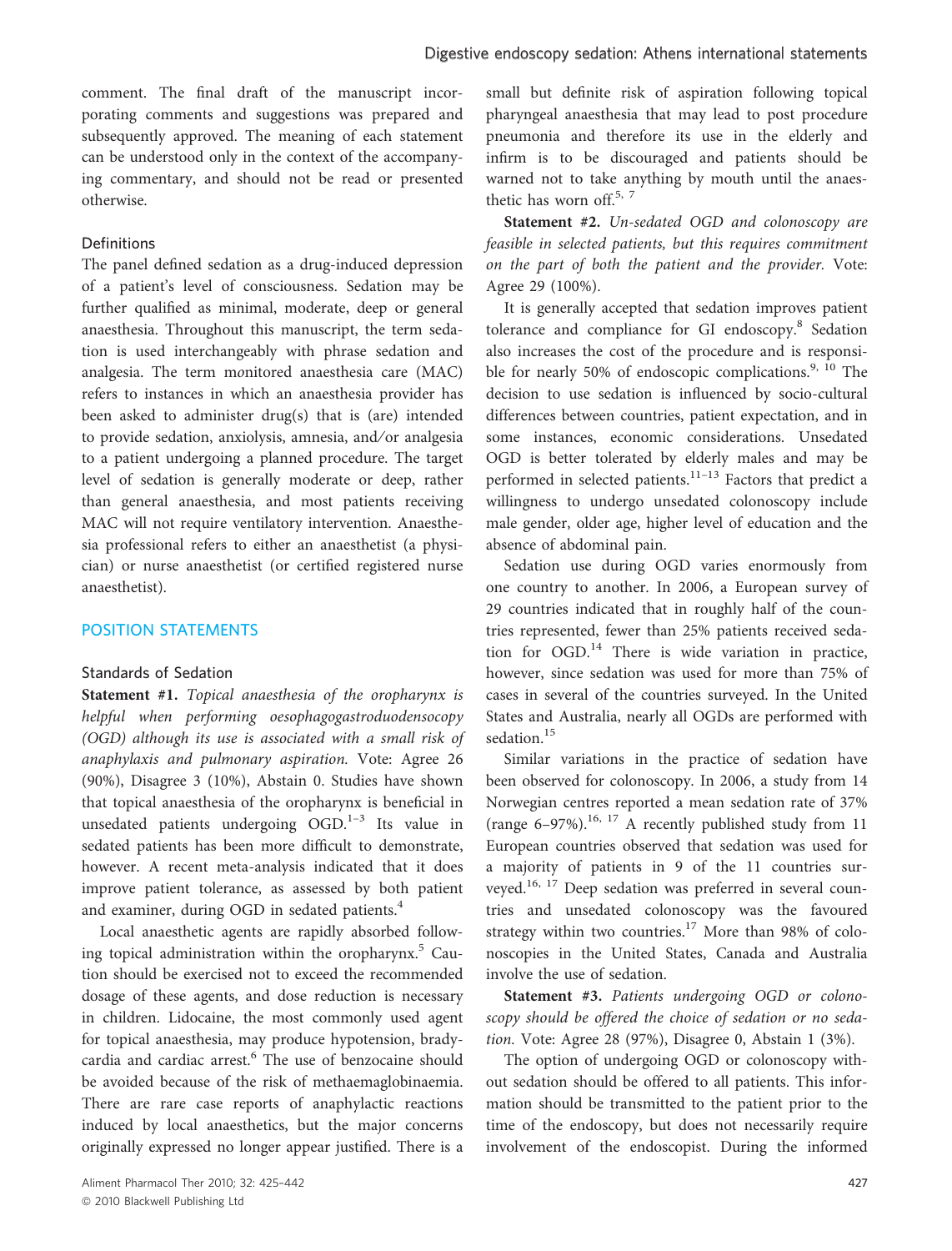comment. The final draft of the manuscript incorporating comments and suggestions was prepared and subsequently approved. The meaning of each statement can be understood only in the context of the accompanying commentary, and should not be read or presented otherwise.

### Definitions

The panel defined sedation as a drug-induced depression of a patient's level of consciousness. Sedation may be further qualified as minimal, moderate, deep or general anaesthesia. Throughout this manuscript, the term sedation is used interchangeably with phrase sedation and analgesia. The term monitored anaesthesia care (MAC) refers to instances in which an anaesthesia provider has been asked to administer drug(s) that is (are) intended to provide sedation, anxiolysis, amnesia, and/or analgesia to a patient undergoing a planned procedure. The target level of sedation is generally moderate or deep, rather than general anaesthesia, and most patients receiving MAC will not require ventilatory intervention. Anaesthesia professional refers to either an anaesthetist (a physician) or nurse anaesthetist (or certified registered nurse anaesthetist).

## POSITION STATEMENTS

### Standards of Sedation

**Statement #1.** *Topical anaesthesia of the oropharynx is helpful when performing oesophagogastroduodensocopy (OGD) although its use is associated with a small risk of anaphylaxis and pulmonary aspiration.* Vote: Agree 26 (90%), Disagree 3 (10%), Abstain 0. Studies have shown that topical anaesthesia of the oropharynx is beneficial in unsedated patients undergoing OGD.[1–3] Its value in sedated patients has been more difficult to demonstrate, however. A recent meta-analysis indicated that it does improve patient tolerance, as assessed by both patient and examiner, during OGD in sedated patients.[4]

Local anaesthetic agents are rapidly absorbed following topical administration within the oropharynx.[5] Caution should be exercised not to exceed the recommended dosage of these agents, and dose reduction is necessary in children. Lidocaine, the most commonly used agent for topical anaesthesia, may produce hypotension, bradycardia and cardiac arrest.[6] The use of benzocaine should be avoided because of the risk of methaemaglobinaemia. There are rare case reports of anaphylactic reactions induced by local anaesthetics, but the major concerns originally expressed no longer appear justified. There is a small but definite risk of aspiration following topical pharyngeal anaesthesia that may lead to post procedure pneumonia and therefore its use in the elderly and infirm is to be discouraged and patients should be warned not to take anything by mouth until the anaesthetic has worn off.[5, 7]

**Statement #2.** *Un-sedated OGD and colonoscopy are feasible in selected patients, but this requires commitment on the part of both the patient and the provider.* Vote: Agree 29 (100%).

It is generally accepted that sedation improves patient tolerance and compliance for GI endoscopy.[8] Sedation also increases the cost of the procedure and is responsible for nearly 50% of endoscopic complications.[9, 10] The decision to use sedation is influenced by socio-cultural differences between countries, patient expectation, and in some instances, economic considerations. Unsedated OGD is better tolerated by elderly males and may be performed in selected patients.[11–13] Factors that predict a willingness to undergo unsedated colonoscopy include male gender, older age, higher level of education and the absence of abdominal pain.

Sedation use during OGD varies enormously from one country to another. In 2006, a European survey of 29 countries indicated that in roughly half of the countries represented, fewer than 25% patients received sedation for OGD.[14] There is wide variation in practice, however, since sedation was used for more than 75% of cases in several of the countries surveyed. In the United States and Australia, nearly all OGDs are performed with sedation.[15]

Similar variations in the practice of sedation have been observed for colonoscopy. In 2006, a study from 14 Norwegian centres reported a mean sedation rate of 37% (range 6–97%).[16, 17] A recently published study from 11 European countries observed that sedation was used for a majority of patients in 9 of the 11 countries surveyed.[16, 17] Deep sedation was preferred in several countries and unsedated colonoscopy was the favoured strategy within two countries.[17] More than 98% of colonoscopies in the United States, Canada and Australia involve the use of sedation.

**Statement #3.** *Patients undergoing OGD or colonoscopy should be offered the choice of sedation or no sedation.* Vote: Agree 28 (97%), Disagree 0, Abstain 1 (3%).

The option of undergoing OGD or colonoscopy without sedation should be offered to all patients. This information should be transmitted to the patient prior to the time of the endoscopy, but does not necessarily require involvement of the endoscopist. During the informed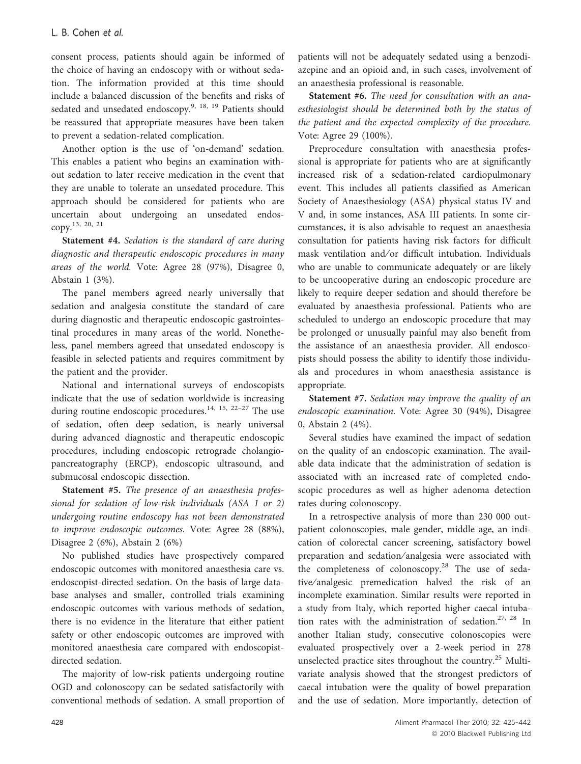consent process, patients should again be informed of the choice of having an endoscopy with or without sedation. The information provided at this time should include a balanced discussion of the benefits and risks of sedated and unsedated endoscopy.[9, 18, 19] Patients should be reassured that appropriate measures have been taken to prevent a sedation-related complication.

Another option is the use of 'on-demand' sedation. This enables a patient who begins an examination without sedation to later receive medication in the event that they are unable to tolerate an unsedated procedure. This approach should be considered for patients who are uncertain about undergoing an unsedated endoscopy.[13, 20, 21]

**Statement #4.** *Sedation is the standard of care during diagnostic and therapeutic endoscopic procedures in many areas of the world.* Vote: Agree 28 (97%), Disagree 0, Abstain 1 (3%).

The panel members agreed nearly universally that sedation and analgesia constitute the standard of care during diagnostic and therapeutic endoscopic gastrointestinal procedures in many areas of the world. Nonetheless, panel members agreed that unsedated endoscopy is feasible in selected patients and requires commitment by the patient and the provider.

National and international surveys of endoscopists indicate that the use of sedation worldwide is increasing during routine endoscopic procedures.[14, 15, 22–27] The use of sedation, often deep sedation, is nearly universal during advanced diagnostic and therapeutic endoscopic procedures, including endoscopic retrograde cholangiopancreatography (ERCP), endoscopic ultrasound, and submucosal endoscopic dissection.

**Statement #5.** *The presence of an anaesthesia professional for sedation of low-risk individuals (ASA 1 or 2) undergoing routine endoscopy has not been demonstrated to improve endoscopic outcomes.* Vote: Agree 28 (88%), Disagree 2 (6%), Abstain 2 (6%)

No published studies have prospectively compared endoscopic outcomes with monitored anaesthesia care vs. endoscopist-directed sedation. On the basis of large database analyses and smaller, controlled trials examining endoscopic outcomes with various methods of sedation, there is no evidence in the literature that either patient safety or other endoscopic outcomes are improved with monitored anaesthesia care compared with endoscopist-directed sedation.

The majority of low-risk patients undergoing routine OGD and colonoscopy can be sedated satisfactorily with conventional methods of sedation. A small proportion of patients will not be adequately sedated using a benzodiazepine and an opioid and, in such cases, involvement of an anaesthesia professional is reasonable.

**Statement #6.** *The need for consultation with an anaesthesiologist should be determined both by the status of the patient and the expected complexity of the procedure.* Vote: Agree 29 (100%).

Preprocedure consultation with anaesthesia professional is appropriate for patients who are at significantly increased risk of a sedation-related cardiopulmonary event. This includes all patients classified as American Society of Anaesthesiology (ASA) physical status IV and V and, in some instances, ASA III patients. In some circumstances, it is also advisable to request an anaesthesia consultation for patients having risk factors for difficult mask ventilation and/or difficult intubation. Individuals who are unable to communicate adequately or are likely to be uncooperative during an endoscopic procedure are likely to require deeper sedation and should therefore be evaluated by anaesthesia professional. Patients who are scheduled to undergo an endoscopic procedure that may be prolonged or unusually painful may also benefit from the assistance of an anaesthesia provider. All endoscopists should possess the ability to identify those individuals and procedures in whom anaesthesia assistance is appropriate.

**Statement #7.** *Sedation may improve the quality of an endoscopic examination.* Vote: Agree 30 (94%), Disagree 0, Abstain 2 (4%).

Several studies have examined the impact of sedation on the quality of an endoscopic examination. The available data indicate that the administration of sedation is associated with an increased rate of completed endoscopic procedures as well as higher adenoma detection rates during colonoscopy.

In a retrospective analysis of more than 230 000 outpatient colonoscopies, male gender, middle age, an indication of colorectal cancer screening, satisfactory bowel preparation and sedation/analgesia were associated with the completeness of colonoscopy.[28] The use of sedative/analgesic premedication halved the risk of an incomplete examination. Similar results were reported in a study from Italy, which reported higher caecal intubation rates with the administration of sedation.[27, 28] In another Italian study, consecutive colonoscopies were evaluated prospectively over a 2-week period in 278 unselected practice sites throughout the country.[25] Multivariate analysis showed that the strongest predictors of caecal intubation were the quality of bowel preparation and the use of sedation. More importantly, detection of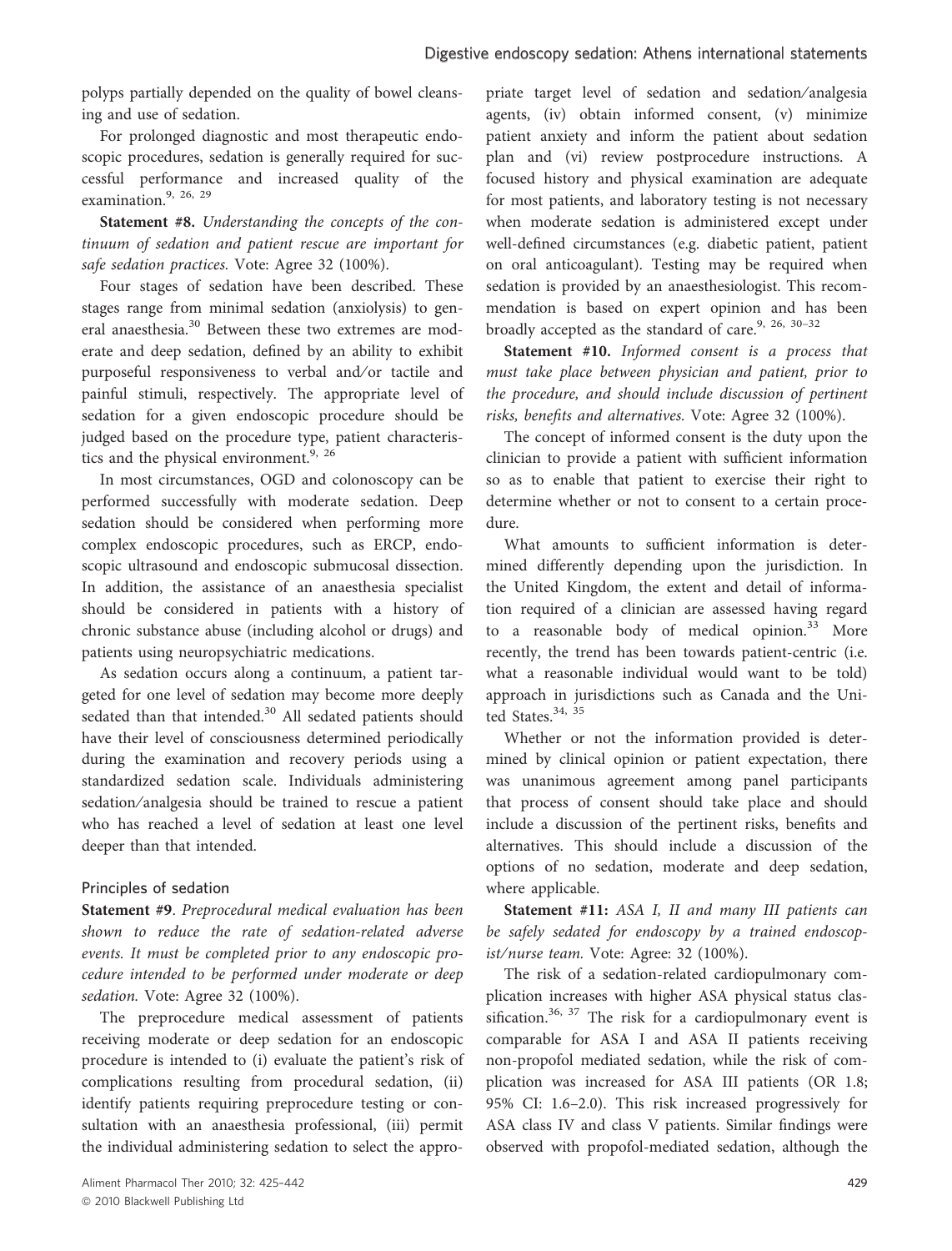polyps partially depended on the quality of bowel cleansing and use of sedation.

For prolonged diagnostic and most therapeutic endoscopic procedures, sedation is generally required for successful performance and increased quality of the examination.[9, 26, 29]

**Statement #8.** *Understanding the concepts of the continuum of sedation and patient rescue are important for safe sedation practices.* Vote: Agree 32 (100%).

Four stages of sedation have been described. These stages range from minimal sedation (anxiolysis) to general anaesthesia.[30] Between these two extremes are moderate and deep sedation, defined by an ability to exhibit purposeful responsiveness to verbal/or tactile and painful stimuli, respectively. The appropriate level of sedation for a given endoscopic procedure should be judged based on the procedure type, patient characteristics and the physical environment.[9, 26]

In most circumstances, OGD and colonoscopy can be performed successfully with moderate sedation. Deep sedation should be considered when performing more complex endoscopic procedures, such as ERCP, endoscopic ultrasound and endoscopic submucosal dissection. In addition, the assistance of an anaesthesia specialist should be considered in patients with a history of chronic substance abuse (including alcohol or drugs) and patients using neuropsychiatric medications.

As sedation occurs along a continuum, a patient targeted for one level of sedation may become more deeply sedated than that intended.[30] All sedated patients should have their level of consciousness determined periodically during the examination and recovery periods using a standardized sedation scale. Individuals administering sedation/analgesia should be trained to rescue a patient who has reached a level of sedation at least one level deeper than that intended.

### Principles of sedation

**Statement #9**. *Preprocedural medical evaluation has been shown to reduce the rate of sedation-related adverse events. It must be completed prior to any endoscopic procedure intended to be performed under moderate or deep sedation.* Vote: Agree 32 (100%).

The preprocedure medical assessment of patients receiving moderate or deep sedation for an endoscopic procedure is intended to (i) evaluate the patient's risk of complications resulting from procedural sedation, (ii) identify patients requiring preprocedure testing or consultation with an anaesthesia professional, (iii) permit the individual administering sedation to select the appropriate target level of sedation and sedation/analgesia agents, (iv) obtain informed consent, (v) minimize patient anxiety and inform the patient about sedation plan and (vi) review postprocedure instructions. A focused history and physical examination are adequate for most patients, and laboratory testing is not necessary when moderate sedation is administered except under well-defined circumstances (e.g. diabetic patient, patient on oral anticoagulant). Testing may be required when sedation is provided by an anaesthesiologist. This recommendation is based on expert opinion and has been broadly accepted as the standard of care.[9, 26, 30–32]

**Statement #10.** *Informed consent is a process that must take place between physician and patient, prior to the procedure, and should include discussion of pertinent risks, benefits and alternatives.* Vote: Agree 32 (100%).

The concept of informed consent is the duty upon the clinician to provide a patient with sufficient information so as to enable that patient to exercise their right to determine whether or not to consent to a certain procedure.

What amounts to sufficient information is determined differently depending upon the jurisdiction. In the United Kingdom, the extent and detail of information required of a clinician are assessed having regard to a reasonable body of medical opinion.[33] More recently, the trend has been towards patient-centric (i.e. what a reasonable individual would want to be told) approach in jurisdictions such as Canada and the United States.[34, 35]

Whether or not the information provided is determined by clinical opinion or patient expectation, there was unanimous agreement among panel participants that process of consent should take place and should include a discussion of the pertinent risks, benefits and alternatives. This should include a discussion of the options of no sedation, moderate and deep sedation, where applicable.

**Statement #11:** *ASA I, II and many III patients can be safely sedated for endoscopy by a trained endoscopist/nurse team.* Vote: Agree: 32 (100%).

The risk of a sedation-related cardiopulmonary complication increases with higher ASA physical status classification.[36, 37] The risk for a cardiopulmonary event is comparable for ASA I and ASA II patients receiving non-propofol mediated sedation, while the risk of complication was increased for ASA III patients (OR 1.8; 95% CI: 1.6–2.0). This risk increased progressively for ASA class IV and class V patients. Similar findings were observed with propofol-mediated sedation, although the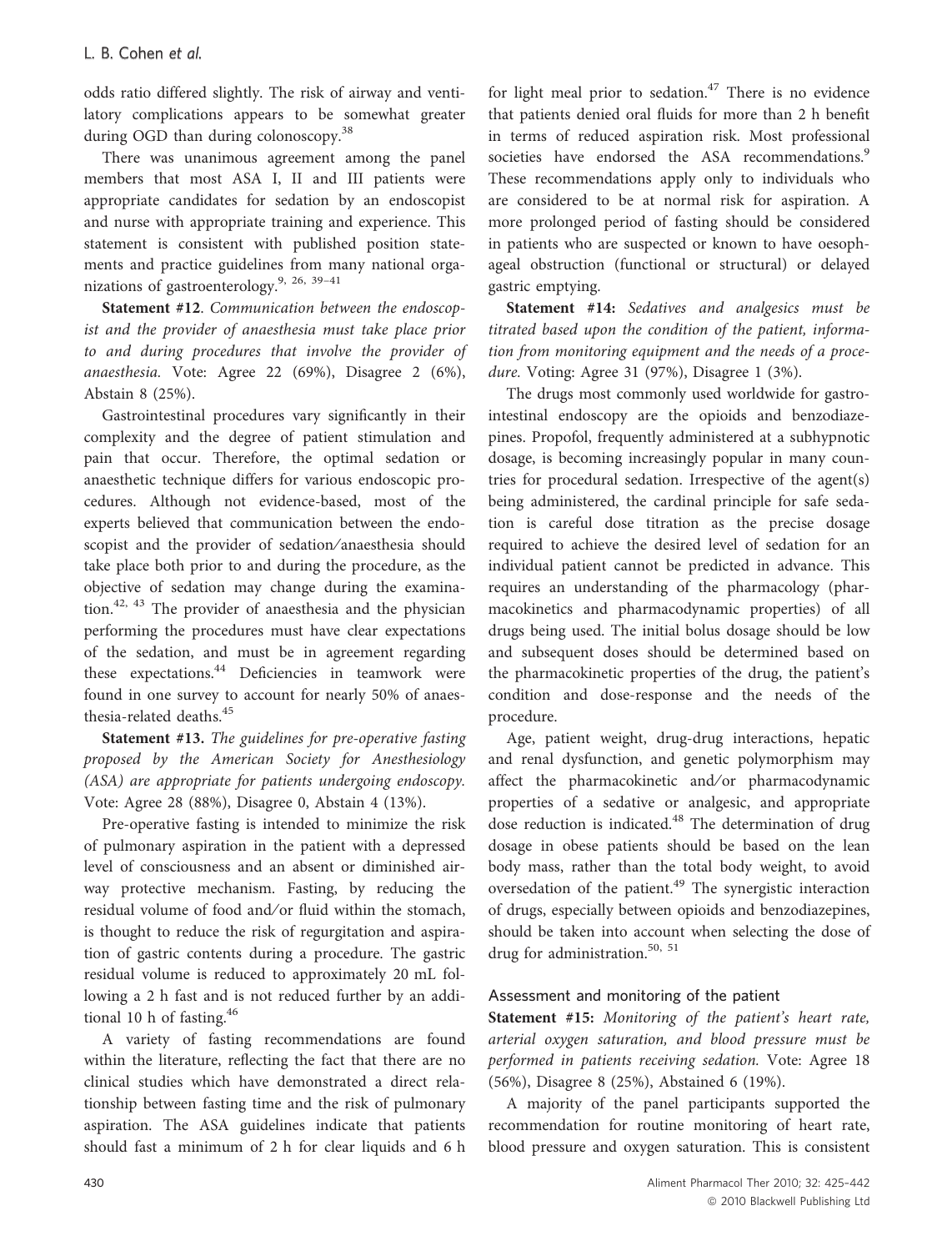odds ratio differed slightly. The risk of airway and ventilatory complications appears to be somewhat greater during OGD than during colonoscopy.[38]

There was unanimous agreement among the panel members that most ASA I, II and III patients were appropriate candidates for sedation by an endoscopist and nurse with appropriate training and experience. This statement is consistent with published position statements and practice guidelines from many national organizations of gastroenterology.[9, 26, 39–41]

**Statement #12**. *Communication between the endoscopist and the provider of anaesthesia must take place prior to and during procedures that involve the provider of anaesthesia.* Vote: Agree 22 (69%), Disagree 2 (6%), Abstain 8 (25%).

Gastrointestinal procedures vary significantly in their complexity and the degree of patient stimulation and pain that occur. Therefore, the optimal sedation or anaesthetic technique differs for various endoscopic procedures. Although not evidence-based, most of the experts believed that communication between the endoscopist and the provider of sedation/anaesthesia should take place both prior to and during the procedure, as the objective of sedation may change during the examination.[42, 43] The provider of anaesthesia and the physician performing the procedures must have clear expectations of the sedation, and must be in agreement regarding these expectations.[44] Deficiencies in teamwork were found in one survey to account for nearly 50% of anaesthesia-related deaths.[45]

**Statement #13.** *The guidelines for pre-operative fasting proposed by the American Society for Anesthesiology (ASA) are appropriate for patients undergoing endoscopy.* Vote: Agree 28 (88%), Disagree 0, Abstain 4 (13%).

Pre-operative fasting is intended to minimize the risk of pulmonary aspiration in the patient with a depressed level of consciousness and an absent or diminished airway protective mechanism. Fasting, by reducing the residual volume of food and/or fluid within the stomach, is thought to reduce the risk of regurgitation and aspiration of gastric contents during a procedure. The gastric residual volume is reduced to approximately 20 mL following a 2 h fast and is not reduced further by an additional 10 h of fasting.[46]

A variety of fasting recommendations are found within the literature, reflecting the fact that there are no clinical studies which have demonstrated a direct relationship between fasting time and the risk of pulmonary aspiration. The ASA guidelines indicate that patients should fast a minimum of 2 h for clear liquids and 6 h for light meal prior to sedation.[47] There is no evidence that patients denied oral fluids for more than 2 h benefit in terms of reduced aspiration risk. Most professional societies have endorsed the ASA recommendations.[9] These recommendations apply only to individuals who are considered to be at normal risk for aspiration. A more prolonged period of fasting should be considered in patients who are suspected or known to have oesophageal obstruction (functional or structural) or delayed gastric emptying.

**Statement #14:** *Sedatives and analgesics must be titrated based upon the condition of the patient, information from monitoring equipment and the needs of a procedure.* Voting: Agree 31 (97%), Disagree 1 (3%).

The drugs most commonly used worldwide for gastrointestinal endoscopy are the opioids and benzodiazepines. Propofol, frequently administered at a subhypnotic dosage, is becoming increasingly popular in many countries for procedural sedation. Irrespective of the agent(s) being administered, the cardinal principle for safe sedation is careful dose titration as the precise dosage required to achieve the desired level of sedation for an individual patient cannot be predicted in advance. This requires an understanding of the pharmacology (pharmacokinetics and pharmacodynamic properties) of all drugs being used. The initial bolus dosage should be low and subsequent doses should be determined based on the pharmacokinetic properties of the drug, the patient's condition and dose-response and the needs of the procedure.

Age, patient weight, drug-drug interactions, hepatic and renal dysfunction, and genetic polymorphism may affect the pharmacokinetic and/or pharmacodynamic properties of a sedative or analgesic, and appropriate dose reduction is indicated.[48] The determination of drug dosage in obese patients should be based on the lean body mass, rather than the total body weight, to avoid oversedation of the patient.[49] The synergistic interaction of drugs, especially between opioids and benzodiazepines, should be taken into account when selecting the dose of drug for administration.[50, 51]

### Assessment and monitoring of the patient

**Statement #15:** *Monitoring of the patient's heart rate, arterial oxygen saturation, and blood pressure must be performed in patients receiving sedation.* Vote: Agree 18 (56%), Disagree 8 (25%), Abstained 6 (19%).

A majority of the panel participants supported the recommendation for routine monitoring of heart rate, blood pressure and oxygen saturation. This is consistent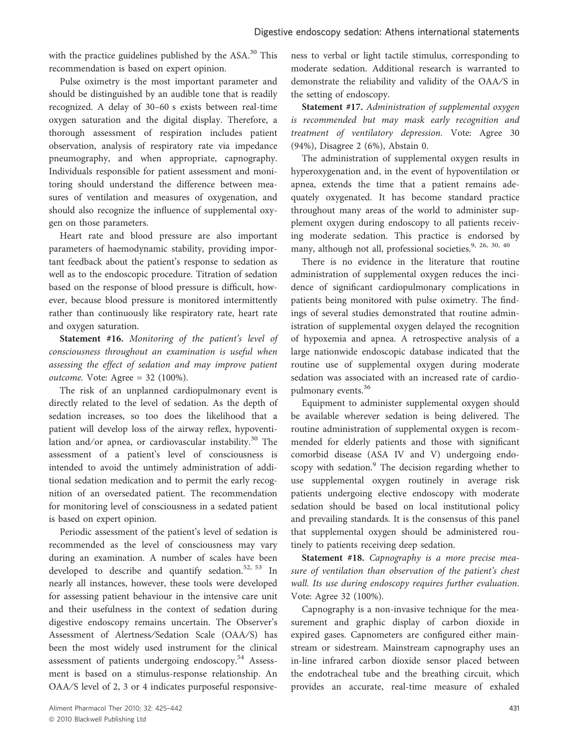with the practice guidelines published by the ASA.[30] This recommendation is based on expert opinion.

Pulse oximetry is the most important parameter and should be distinguished by an audible tone that is readily recognized. A delay of 30–60 s exists between real-time oxygen saturation and the digital display. Therefore, a thorough assessment of respiration includes patient observation, analysis of respiratory rate via impedance pneumography, and when appropriate, capnography. Individuals responsible for patient assessment and monitoring should understand the difference between measures of ventilation and measures of oxygenation, and should also recognize the influence of supplemental oxygen on those parameters.

Heart rate and blood pressure are also important parameters of haemodynamic stability, providing important feedback about the patient's response to sedation as well as to the endoscopic procedure. Titration of sedation based on the response of blood pressure is difficult, however, because blood pressure is monitored intermittently rather than continuously like respiratory rate, heart rate and oxygen saturation.

**Statement #16.** *Monitoring of the patient's level of consciousness throughout an examination is useful when assessing the effect of sedation and may improve patient outcome.* Vote: Agree = 32 (100%).

The risk of an unplanned cardiopulmonary event is directly related to the level of sedation. As the depth of sedation increases, so too does the likelihood that a patient will develop loss of the airway reflex, hypoventilation and/or apnea, or cardiovascular instability.[30] The assessment of a patient's level of consciousness is intended to avoid the untimely administration of additional sedation medication and to permit the early recognition of an oversedated patient. The recommendation for monitoring level of consciousness in a sedated patient is based on expert opinion.

Periodic assessment of the patient's level of sedation is recommended as the level of consciousness may vary during an examination. A number of scales have been developed to describe and quantify sedation.[52, 53] In nearly all instances, however, these tools were developed for assessing patient behaviour in the intensive care unit and their usefulness in the context of sedation during digestive endoscopy remains uncertain. The Observer's Assessment of Alertness/Sedation Scale (OAA/S) has been the most widely used instrument for the clinical assessment of patients undergoing endoscopy.[54] Assessment is based on a stimulus-response relationship. An OAA/S level of 2, 3 or 4 indicates purposeful responsiveness to verbal or light tactile stimulus, corresponding to moderate sedation. Additional research is warranted to demonstrate the reliability and validity of the OAA/S in the setting of endoscopy.

**Statement #17.** *Administration of supplemental oxygen is recommended but may mask early recognition and treatment of ventilatory depression.* Vote: Agree 30 (94%), Disagree 2 (6%), Abstain 0.

The administration of supplemental oxygen results in hyperoxygenation and, in the event of hypoventilation or apnea, extends the time that a patient remains adequately oxygenated. It has become standard practice throughout many areas of the world to administer supplement oxygen during endoscopy to all patients receiving moderate sedation. This practice is endorsed by many, although not all, professional societies.[9, 26, 30, 40]

There is no evidence in the literature that routine administration of supplemental oxygen reduces the incidence of significant cardiopulmonary complications in patients being monitored with pulse oximetry. The findings of several studies demonstrated that routine administration of supplemental oxygen delayed the recognition of hypoxemia and apnea. A retrospective analysis of a large nationwide endoscopic database indicated that the routine use of supplemental oxygen during moderate sedation was associated with an increased rate of cardiopulmonary events.[36]

Equipment to administer supplemental oxygen should be available wherever sedation is being delivered. The routine administration of supplemental oxygen is recommended for elderly patients and those with significant comorbid disease (ASA IV and V) undergoing endoscopy with sedation.[9] The decision regarding whether to use supplemental oxygen routinely in average risk patients undergoing elective endoscopy with moderate sedation should be based on local institutional policy and prevailing standards. It is the consensus of this panel that supplemental oxygen should be administered routinely to patients receiving deep sedation.

**Statement #18.** *Capnography is a more precise measure of ventilation than observation of the patient's chest wall. Its use during endoscopy requires further evaluation.* Vote: Agree 32 (100%).

Capnography is a non-invasive technique for the measurement and graphic display of carbon dioxide in expired gases. Capnometers are configured either mainstream or sidestream. Mainstream capnography uses an in-line infrared carbon dioxide sensor placed between the endotracheal tube and the breathing circuit, which provides an accurate, real-time measure of exhaled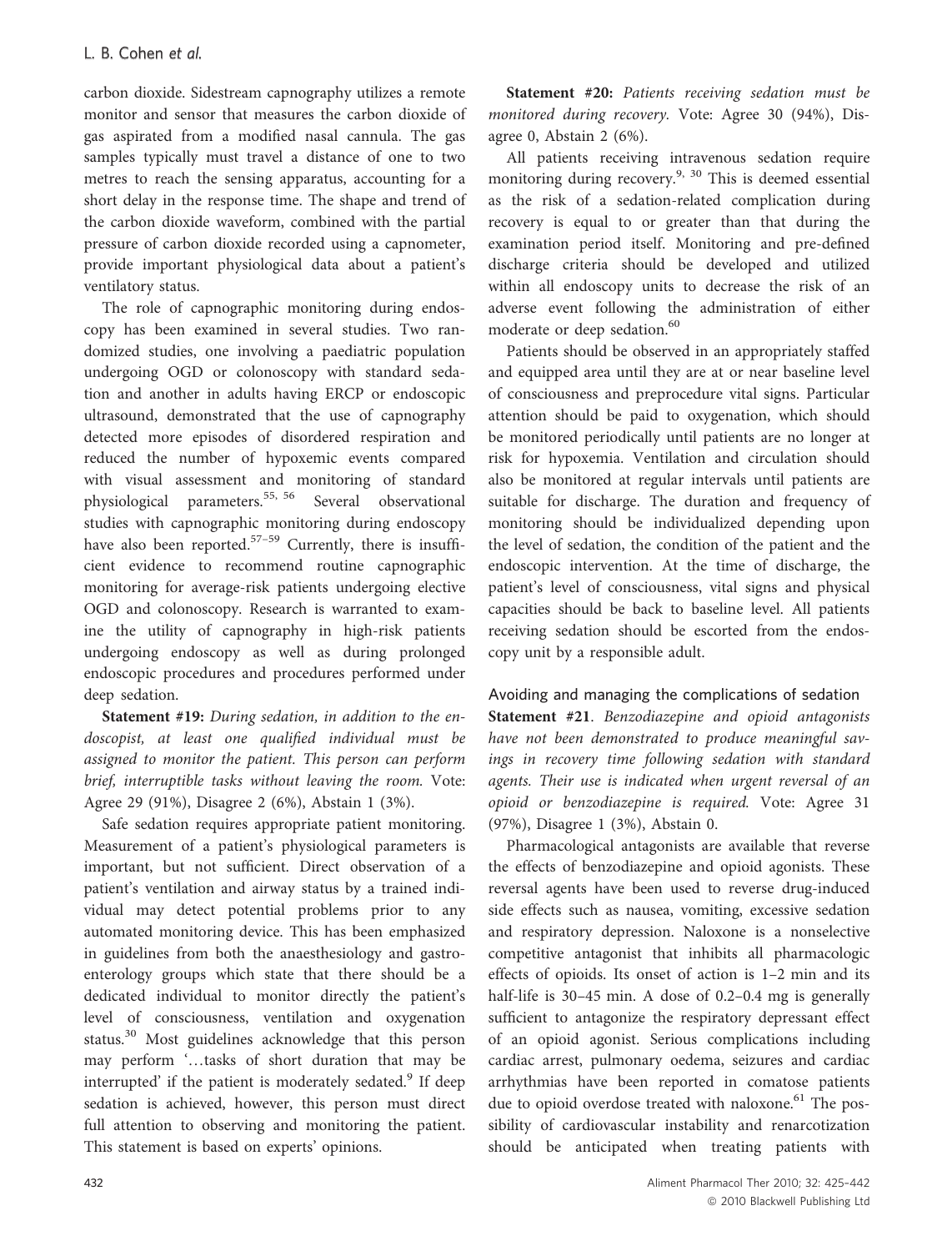carbon dioxide. Sidestream capnography utilizes a remote monitor and sensor that measures the carbon dioxide of gas aspirated from a modified nasal cannula. The gas samples typically must travel a distance of one to two metres to reach the sensing apparatus, accounting for a short delay in the response time. The shape and trend of the carbon dioxide waveform, combined with the partial pressure of carbon dioxide recorded using a capnometer, provide important physiological data about a patient's ventilatory status.

The role of capnographic monitoring during endoscopy has been examined in several studies. Two randomized studies, one involving a paediatric population undergoing OGD or colonoscopy with standard sedation and another in adults having ERCP or endoscopic ultrasound, demonstrated that the use of capnography detected more episodes of disordered respiration and reduced the number of hypoxemic events compared with visual assessment and monitoring of standard physiological parameters.[55, 56] Several observational studies with capnographic monitoring during endoscopy have also been reported.[57–59] Currently, there is insufficient evidence to recommend routine capnographic monitoring for average-risk patients undergoing elective OGD and colonoscopy. Research is warranted to examine the utility of capnography in high-risk patients undergoing endoscopy as well as during prolonged endoscopic procedures and procedures performed under deep sedation.

**Statement #19:** *During sedation, in addition to the endoscopist, at least one qualified individual must be assigned to monitor the patient. This person can perform brief, interruptible tasks without leaving the room.* Vote: Agree 29 (91%), Disagree 2 (6%), Abstain 1 (3%).

Safe sedation requires appropriate patient monitoring. Measurement of a patient's physiological parameters is important, but not sufficient. Direct observation of a patient's ventilation and airway status by a trained individual may detect potential problems prior to any automated monitoring device. This has been emphasized in guidelines from both the anaesthesiology and gastroenterology groups which state that there should be a dedicated individual to monitor directly the patient's level of consciousness, ventilation and oxygenation status.[30] Most guidelines acknowledge that this person may perform '…tasks of short duration that may be interrupted' if the patient is moderately sedated.[9] If deep sedation is achieved, however, this person must direct full attention to observing and monitoring the patient. This statement is based on experts' opinions.

**Statement #20:** *Patients receiving sedation must be monitored during recovery.* Vote: Agree 30 (94%), Disagree 0, Abstain 2 (6%).

All patients receiving intravenous sedation require monitoring during recovery.[9, 30] This is deemed essential as the risk of a sedation-related complication during recovery is equal to or greater than that during the examination period itself. Monitoring and pre-defined discharge criteria should be developed and utilized within all endoscopy units to decrease the risk of an adverse event following the administration of either moderate or deep sedation.[60]

Patients should be observed in an appropriately staffed and equipped area until they are at or near baseline level of consciousness and preprocedure vital signs. Particular attention should be paid to oxygenation, which should be monitored periodically until patients are no longer at risk for hypoxemia. Ventilation and circulation should also be monitored at regular intervals until patients are suitable for discharge. The duration and frequency of monitoring should be individualized depending upon the level of sedation, the condition of the patient and the endoscopic intervention. At the time of discharge, the patient's level of consciousness, vital signs and physical capacities should be back to baseline level. All patients receiving sedation should be escorted from the endoscopy unit by a responsible adult.

### Avoiding and managing the complications of sedation

**Statement #21**. *Benzodiazepine and opioid antagonists have not been demonstrated to produce meaningful savings in recovery time following sedation with standard agents. Their use is indicated when urgent reversal of an opioid or benzodiazepine is required.* Vote: Agree 31 (97%), Disagree 1 (3%), Abstain 0.

Pharmacological antagonists are available that reverse the effects of benzodiazepine and opioid agonists. These reversal agents have been used to reverse drug-induced side effects such as nausea, vomiting, excessive sedation and respiratory depression. Naloxone is a nonselective competitive antagonist that inhibits all pharmacologic effects of opioids. Its onset of action is 1–2 min and its half-life is 30–45 min. A dose of 0.2–0.4 mg is generally sufficient to antagonize the respiratory depressant effect of an opioid agonist. Serious complications including cardiac arrest, pulmonary oedema, seizures and cardiac arrhythmias have been reported in comatose patients due to opioid overdose treated with naloxone.[61] The possibility of cardiovascular instability and renarcotization should be anticipated when treating patients with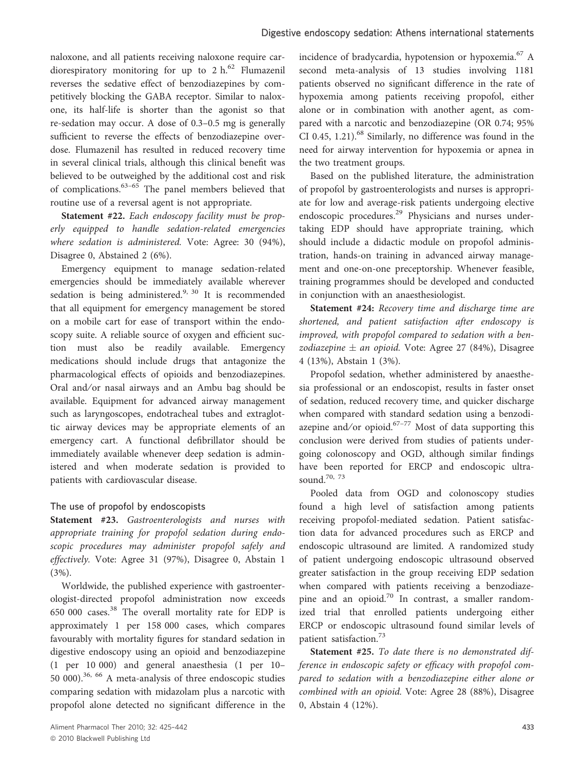naloxone, and all patients receiving naloxone require cardiorespiratory monitoring for up to 2 h.[62] Flumazenil reverses the sedative effect of benzodiazepines by competitively blocking the GABA receptor. Similar to naloxone, its half-life is shorter than the agonist so that re-sedation may occur. A dose of 0.3–0.5 mg is generally sufficient to reverse the effects of benzodiazepine overdose. Flumazenil has resulted in reduced recovery time in several clinical trials, although this clinical benefit was believed to be outweighed by the additional cost and risk of complications.[63–65] The panel members believed that routine use of a reversal agent is not appropriate.

**Statement #22.** *Each endoscopy facility must be properly equipped to handle sedation-related emergencies where sedation is administered.* Vote: Agree: 30 (94%), Disagree 0, Abstained 2 (6%).

Emergency equipment to manage sedation-related emergencies should be immediately available wherever sedation is being administered.[9, 30] It is recommended that all equipment for emergency management be stored on a mobile cart for ease of transport within the endoscopy suite. A reliable source of oxygen and efficient suction must also be readily available. Emergency medications should include drugs that antagonize the pharmacological effects of opioids and benzodiazepines. Oral and/or nasal airways and an Ambu bag should be available. Equipment for advanced airway management such as laryngoscopes, endotracheal tubes and extraglottic airway devices may be appropriate elements of an emergency cart. A functional defibrillator should be immediately available whenever deep sedation is administered and when moderate sedation is provided to patients with cardiovascular disease.

### The use of propofol by endoscopists

**Statement #23.** *Gastroenterologists and nurses with appropriate training for propofol sedation during endoscopic procedures may administer propofol safely and effectively.* Vote: Agree 31 (97%), Disagree 0, Abstain 1 (3%).

Worldwide, the published experience with gastroenterologist-directed propofol administration now exceeds 650 000 cases.[38] The overall mortality rate for EDP is approximately 1 per 158 000 cases, which compares favourably with mortality figures for standard sedation in digestive endoscopy using an opioid and benzodiazepine (1 per 10 000) and general anaesthesia (1 per 10–50 000).[36, 66] A meta-analysis of three endoscopic studies comparing sedation with midazolam plus a narcotic with propofol alone detected no significant difference in the incidence of bradycardia, hypotension or hypoxemia.[67] A second meta-analysis of 13 studies involving 1181 patients observed no significant difference in the rate of hypoxemia among patients receiving propofol, either alone or in combination with another agent, as compared with a narcotic and benzodiazepine (OR 0.74; 95% CI 0.45, 1.21).[68] Similarly, no difference was found in the need for airway intervention for hypoxemia or apnea in the two treatment groups.

Based on the published literature, the administration of propofol by gastroenterologists and nurses is appropriate for low and average-risk patients undergoing elective endoscopic procedures.[29] Physicians and nurses undertaking EDP should have appropriate training, which should include a didactic module on propofol administration, hands-on training in advanced airway management and one-on-one preceptorship. Whenever feasible, training programmes should be developed and conducted in conjunction with an anaesthesiologist.

**Statement #24:** *Recovery time and discharge time are shortened, and patient satisfaction after endoscopy is improved, with propofol compared to sedation with a benzodiazepine ± an opioid.* Vote: Agree 27 (84%), Disagree 4 (13%), Abstain 1 (3%).

Propofol sedation, whether administered by anaesthesia professional or an endoscopist, results in faster onset of sedation, reduced recovery time, and quicker discharge when compared with standard sedation using a benzodiazepine and/or opioid.[67–77] Most of data supporting this conclusion were derived from studies of patients undergoing colonoscopy and OGD, although similar findings have been reported for ERCP and endoscopic ultrasound.[70, 73]

Pooled data from OGD and colonoscopy studies found a high level of satisfaction among patients receiving propofol-mediated sedation. Patient satisfaction data for advanced procedures such as ERCP and endoscopic ultrasound are limited. A randomized study of patient undergoing endoscopic ultrasound observed greater satisfaction in the group receiving EDP sedation when compared with patients receiving a benzodiazepine and an opioid.[70] In contrast, a smaller randomized trial that enrolled patients undergoing either ERCP or endoscopic ultrasound found similar levels of patient satisfaction.[73]

**Statement #25.** *To date there is no demonstrated difference in endoscopic safety or efficacy with propofol compared to sedation with a benzodiazepine either alone or combined with an opioid.* Vote: Agree 28 (88%), Disagree 0, Abstain 4 (12%).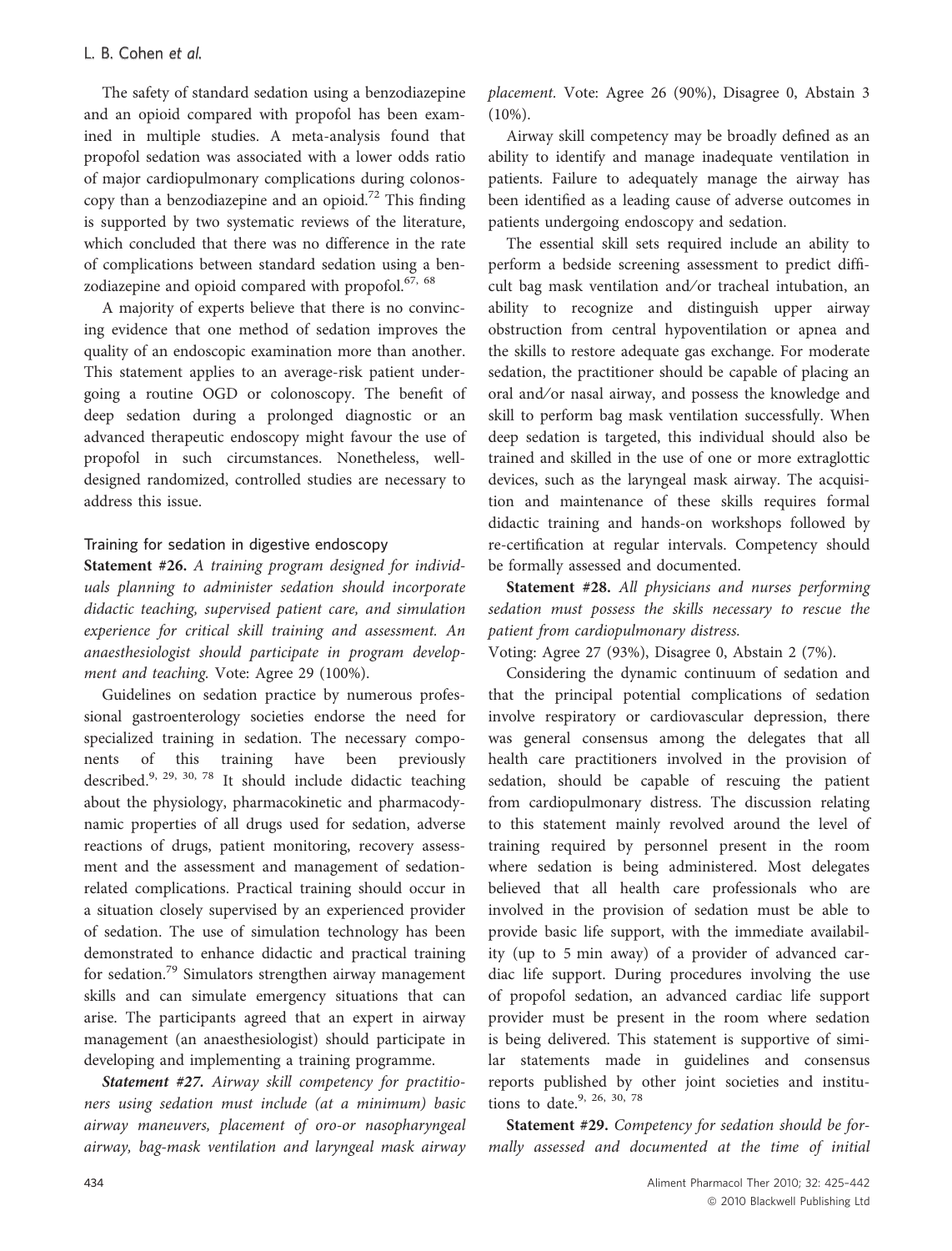The safety of standard sedation using a benzodiazepine and an opioid compared with propofol has been examined in multiple studies. A meta-analysis found that propofol sedation was associated with a lower odds ratio of major cardiopulmonary complications during colonoscopy than a benzodiazepine and an opioid.[72] This finding is supported by two systematic reviews of the literature, which concluded that there was no difference in the rate of complications between standard sedation using a benzodiazepine and opioid compared with propofol.[67, 68]

A majority of experts believe that there is no convincing evidence that one method of sedation improves the quality of an endoscopic examination more than another. This statement applies to an average-risk patient undergoing a routine OGD or colonoscopy. The benefit of deep sedation during a prolonged diagnostic or an advanced therapeutic endoscopy might favour the use of propofol in such circumstances. Nonetheless, well-designed randomized, controlled studies are necessary to address this issue.

### Training for sedation in digestive endoscopy

**Statement #26.** *A training program designed for individuals planning to administer sedation should incorporate didactic teaching, supervised patient care, and simulation experience for critical skill training and assessment. An anaesthesiologist should participate in program development and teaching.* Vote: Agree 29 (100%).

Guidelines on sedation practice by numerous professional gastroenterology societies endorse the need for specialized training in sedation. The necessary components of this training have been previously described.[9, 29, 30, 78] It should include didactic teaching about the physiology, pharmacokinetic and pharmacodynamic properties of all drugs used for sedation, adverse reactions of drugs, patient monitoring, recovery assessment and the assessment and management of sedation-related complications. Practical training should occur in a situation closely supervised by an experienced provider of sedation. The use of simulation technology has been demonstrated to enhance didactic and practical training for sedation.[79] Simulators strengthen airway management skills and can simulate emergency situations that can arise. The participants agreed that an expert in airway management (an anaesthesiologist) should participate in developing and implementing a training programme.

***Statement #27.*** *Airway skill competency for practitioners using sedation must include (at a minimum) basic airway maneuvers, placement of oro-or nasopharyngeal airway, bag-mask ventilation and laryngeal mask airway placement.* Vote: Agree 26 (90%), Disagree 0, Abstain 3 (10%).

Airway skill competency may be broadly defined as an ability to identify and manage inadequate ventilation in patients. Failure to adequately manage the airway has been identified as a leading cause of adverse outcomes in patients undergoing endoscopy and sedation.

The essential skill sets required include an ability to perform a bedside screening assessment to predict difficult bag mask ventilation and/or tracheal intubation, an ability to recognize and distinguish upper airway obstruction from central hypoventilation or apnea and the skills to restore adequate gas exchange. For moderate sedation, the practitioner should be capable of placing an oral and/or nasal airway, and possess the knowledge and skill to perform bag mask ventilation successfully. When deep sedation is targeted, this individual should also be trained and skilled in the use of one or more extraglottic devices, such as the laryngeal mask airway. The acquisition and maintenance of these skills requires formal didactic training and hands-on workshops followed by re-certification at regular intervals. Competency should be formally assessed and documented.

**Statement #28.** *All physicians and nurses performing sedation must possess the skills necessary to rescue the patient from cardiopulmonary distress.*

Voting: Agree 27 (93%), Disagree 0, Abstain 2 (7%).

Considering the dynamic continuum of sedation and that the principal potential complications of sedation involve respiratory or cardiovascular depression, there was general consensus among the delegates that all health care practitioners involved in the provision of sedation, should be capable of rescuing the patient from cardiopulmonary distress. The discussion relating to this statement mainly revolved around the level of training required by personnel present in the room where sedation is being administered. Most delegates believed that all health care professionals who are involved in the provision of sedation must be able to provide basic life support, with the immediate availability (up to 5 min away) of a provider of advanced cardiac life support. During procedures involving the use of propofol sedation, an advanced cardiac life support provider must be present in the room where sedation is being delivered. This statement is supportive of similar statements made in guidelines and consensus reports published by other joint societies and institutions to date.[9, 26, 30, 78]

**Statement #29.** *Competency for sedation should be formally assessed and documented at the time of initial*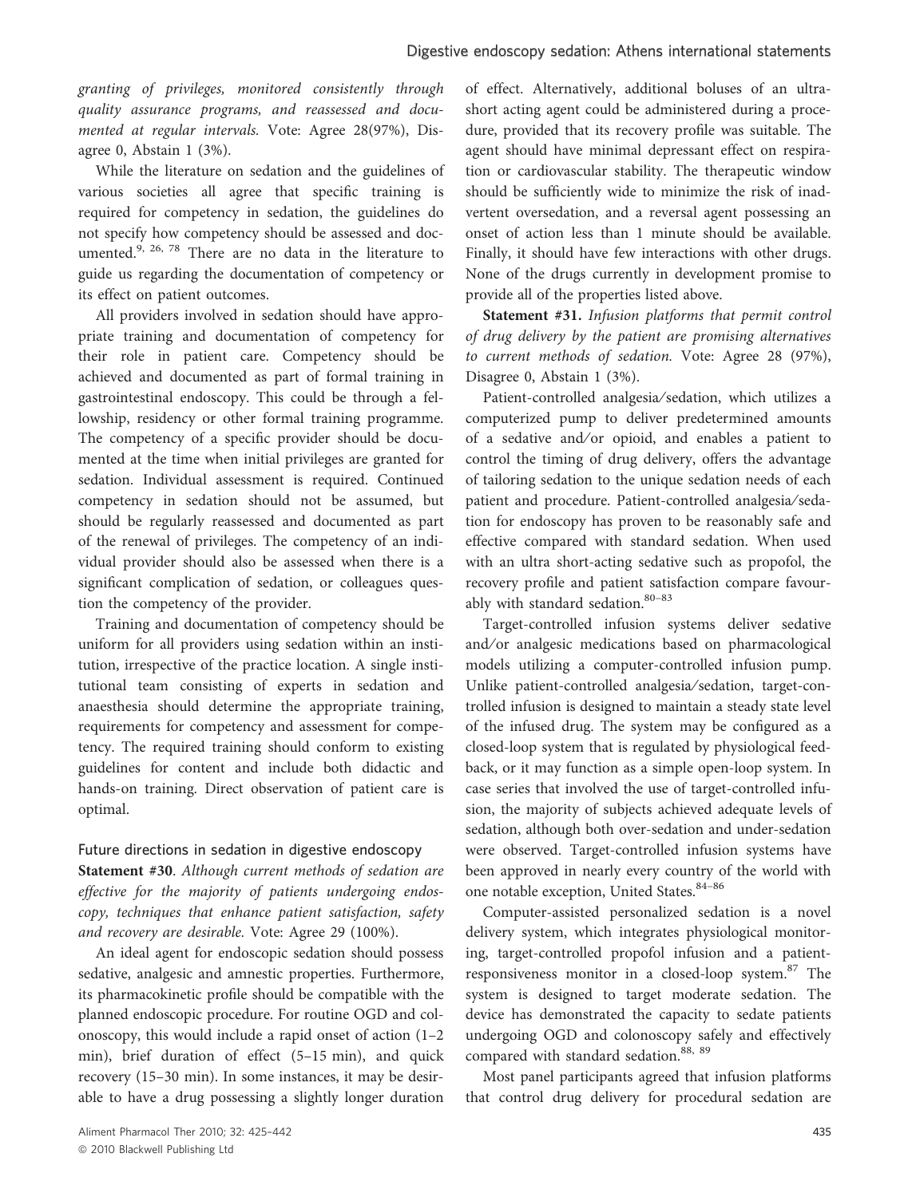*granting of privileges, monitored consistently through quality assurance programs, and reassessed and documented at regular intervals.* Vote: Agree 28(97%), Disagree 0, Abstain 1 (3%).

While the literature on sedation and the guidelines of various societies all agree that specific training is required for competency in sedation, the guidelines do not specify how competency should be assessed and documented.[9, 26, 78] There are no data in the literature to guide us regarding the documentation of competency or its effect on patient outcomes.

All providers involved in sedation should have appropriate training and documentation of competency for their role in patient care. Competency should be achieved and documented as part of formal training in gastrointestinal endoscopy. This could be through a fellowship, residency or other formal training programme. The competency of a specific provider should be documented at the time when initial privileges are granted for sedation. Individual assessment is required. Continued competency in sedation should not be assumed, but should be regularly reassessed and documented as part of the renewal of privileges. The competency of an individual provider should also be assessed when there is a significant complication of sedation, or colleagues question the competency of the provider.

Training and documentation of competency should be uniform for all providers using sedation within an institution, irrespective of the practice location. A single institutional team consisting of experts in sedation and anaesthesia should determine the appropriate training, requirements for competency and assessment for competency. The required training should conform to existing guidelines for content and include both didactic and hands-on training. Direct observation of patient care is optimal.

### Future directions in sedation in digestive endoscopy

**Statement #30**. *Although current methods of sedation are effective for the majority of patients undergoing endoscopy, techniques that enhance patient satisfaction, safety and recovery are desirable.* Vote: Agree 29 (100%).

An ideal agent for endoscopic sedation should possess sedative, analgesic and amnestic properties. Furthermore, its pharmacokinetic profile should be compatible with the planned endoscopic procedure. For routine OGD and colonoscopy, this would include a rapid onset of action (1–2 min), brief duration of effect (5–15 min), and quick recovery (15–30 min). In some instances, it may be desirable to have a drug possessing a slightly longer duration of effect. Alternatively, additional boluses of an ultra-short acting agent could be administered during a procedure, provided that its recovery profile was suitable. The agent should have minimal depressant effect on respiration or cardiovascular stability. The therapeutic window should be sufficiently wide to minimize the risk of inadvertent oversedation, and a reversal agent possessing an onset of action less than 1 minute should be available. Finally, it should have few interactions with other drugs. None of the drugs currently in development promise to provide all of the properties listed above.

**Statement #31.** *Infusion platforms that permit control of drug delivery by the patient are promising alternatives to current methods of sedation.* Vote: Agree 28 (97%), Disagree 0, Abstain 1 (3%).

Patient-controlled analgesia/sedation, which utilizes a computerized pump to deliver predetermined amounts of a sedative and/or opioid, and enables a patient to control the timing of drug delivery, offers the advantage of tailoring sedation to the unique sedation needs of each patient and procedure. Patient-controlled analgesia/sedation for endoscopy has proven to be reasonably safe and effective compared with standard sedation. When used with an ultra short-acting sedative such as propofol, the recovery profile and patient satisfaction compare favourably with standard sedation.[80–83]

Target-controlled infusion systems deliver sedative and/or analgesic medications based on pharmacological models utilizing a computer-controlled infusion pump. Unlike patient-controlled analgesia/sedation, target-controlled infusion is designed to maintain a steady state level of the infused drug. The system may be configured as a closed-loop system that is regulated by physiological feedback, or it may function as a simple open-loop system. In case series that involved the use of target-controlled infusion, the majority of subjects achieved adequate levels of sedation, although both over-sedation and under-sedation were observed. Target-controlled infusion systems have been approved in nearly every country of the world with one notable exception, United States.[84–86]

Computer-assisted personalized sedation is a novel delivery system, which integrates physiological monitoring, target-controlled propofol infusion and a patient-responsiveness monitor in a closed-loop system.[87] The system is designed to target moderate sedation. The device has demonstrated the capacity to sedate patients undergoing OGD and colonoscopy safely and effectively compared with standard sedation.[88, 89]

Most panel participants agreed that infusion platforms that control drug delivery for procedural sedation are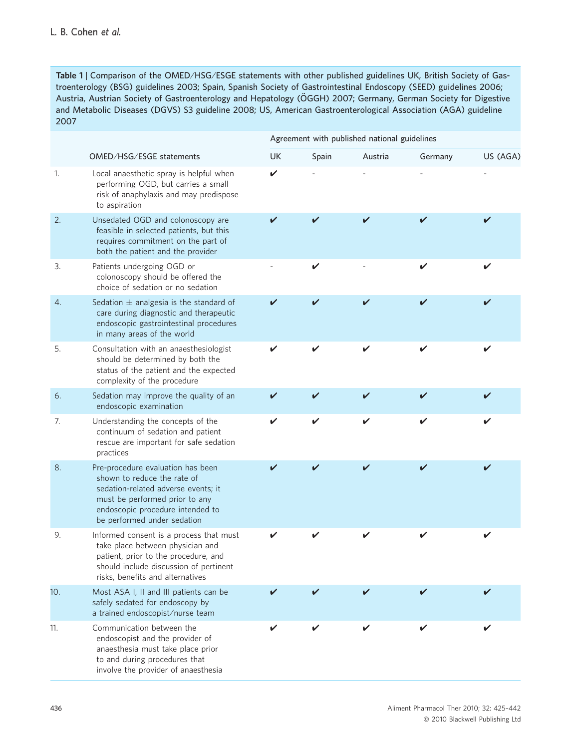**Table 1 |** Comparison of the OMED/HSG/ESGE statements with other published guidelines UK, British Society of Gastroenterology (BSG) guidelines 2003; Spain, Spanish Society of Gastrointestinal Endoscopy (SEED) guidelines 2006; Austria, Austrian Society of Gastroenterology and Hepatology (ÖGGH) 2007; Germany, German Society for Digestive and Metabolic Diseases (DGVS) S3 guideline 2008; US, American Gastroenterological Association (AGA) guideline 2007

| | | Agreement with published national guidelines | | | | |
|---|---|---|---|---|---|---|
| | OMED/HSG/ESGE statements | UK | Spain | Austria | Germany | US (AGA) |
| 1. | Local anaesthetic spray is helpful when performing OGD, but carries a small risk of anaphylaxis and may predispose to aspiration | ✔ | - | - | - | - |
| 2. | Unsedated OGD and colonoscopy are feasible in selected patients, but this requires commitment on the part of both the patient and the provider | ✔ | ✔ | ✔ | ✔ | ✔ |
| 3. | Patients undergoing OGD or colonoscopy should be offered the choice of sedation or no sedation | - | ✔ | - | ✔ | ✔ |
| 4. | Sedation ± analgesia is the standard of care during diagnostic and therapeutic endoscopic gastrointestinal procedures in many areas of the world | ✔ | ✔ | ✔ | ✔ | ✔ |
| 5. | Consultation with an anaesthesiologist should be determined by both the status of the patient and the expected complexity of the procedure | ✔ | ✔ | ✔ | ✔ | ✔ |
| 6. | Sedation may improve the quality of an endoscopic examination | ✔ | ✔ | ✔ | ✔ | ✔ |
| 7. | Understanding the concepts of the continuum of sedation and patient rescue are important for safe sedation practices | ✔ | ✔ | ✔ | ✔ | ✔ |
| 8. | Pre-procedure evaluation has been shown to reduce the rate of sedation-related adverse events; it must be performed prior to any endoscopic procedure intended to be performed under sedation | ✔ | ✔ | ✔ | ✔ | ✔ |
| 9. | Informed consent is a process that must take place between physician and patient, prior to the procedure, and should include discussion of pertinent risks, benefits and alternatives | ✔ | ✔ | ✔ | ✔ | ✔ |
| 10. | Most ASA I, II and III patients can be safely sedated for endoscopy by a trained endoscopist/nurse team | ✔ | ✔ | ✔ | ✔ | ✔ |
| 11. | Communication between the endoscopist and the provider of anaesthesia must take place prior to and during procedures that involve the provider of anaesthesia | ✔ | ✔ | ✔ | ✔ | ✔ |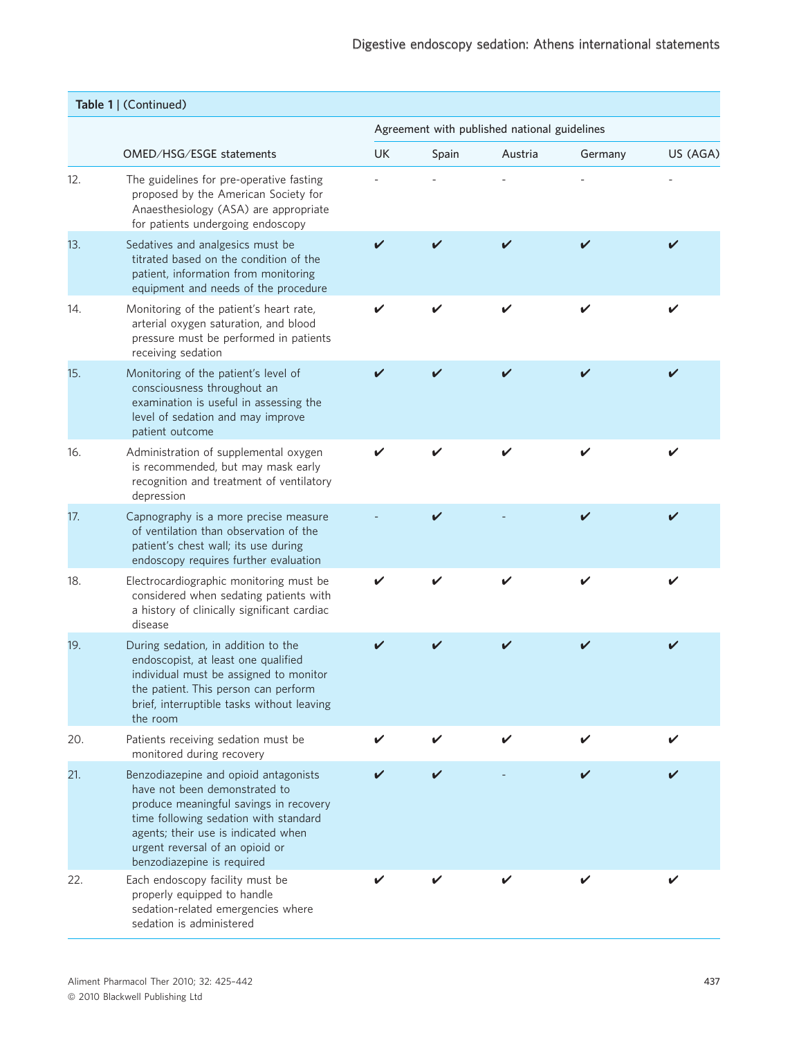**Table 1 | (Continued)**

| | OMED/HSG/ESGE statements | Agreement with published national guidelines | | | | |
|---|---|---|---|---|---|---|
| | | UK | Spain | Austria | Germany | US (AGA) |
| 12. | The guidelines for pre-operative fasting proposed by the American Society for Anaesthesiology (ASA) are appropriate for patients undergoing endoscopy | - | - | - | - | - |
| 13. | Sedatives and analgesics must be titrated based on the condition of the patient, information from monitoring equipment and needs of the procedure | ✔ | ✔ | ✔ | ✔ | ✔ |
| 14. | Monitoring of the patient's heart rate, arterial oxygen saturation, and blood pressure must be performed in patients receiving sedation | ✔ | ✔ | ✔ | ✔ | ✔ |
| 15. | Monitoring of the patient's level of consciousness throughout an examination is useful in assessing the level of sedation and may improve patient outcome | ✔ | ✔ | ✔ | ✔ | ✔ |
| 16. | Administration of supplemental oxygen is recommended, but may mask early recognition and treatment of ventilatory depression | ✔ | ✔ | ✔ | ✔ | ✔ |
| 17. | Capnography is a more precise measure of ventilation than observation of the patient's chest wall; its use during endoscopy requires further evaluation | - | ✔ | - | ✔ | ✔ |
| 18. | Electrocardiographic monitoring must be considered when sedating patients with a history of clinically significant cardiac disease | ✔ | ✔ | ✔ | ✔ | ✔ |
| 19. | During sedation, in addition to the endoscopist, at least one qualified individual must be assigned to monitor the patient. This person can perform brief, interruptible tasks without leaving the room | ✔ | ✔ | ✔ | ✔ | ✔ |
| 20. | Patients receiving sedation must be monitored during recovery | ✔ | ✔ | ✔ | ✔ | ✔ |
| 21. | Benzodiazepine and opioid antagonists have not been demonstrated to produce meaningful savings in recovery time following sedation with standard agents; their use is indicated when urgent reversal of an opioid or benzodiazepine is required | ✔ | ✔ | - | ✔ | ✔ |
| 22. | Each endoscopy facility must be properly equipped to handle sedation-related emergencies where sedation is administered | ✔ | ✔ | ✔ | ✔ | ✔ |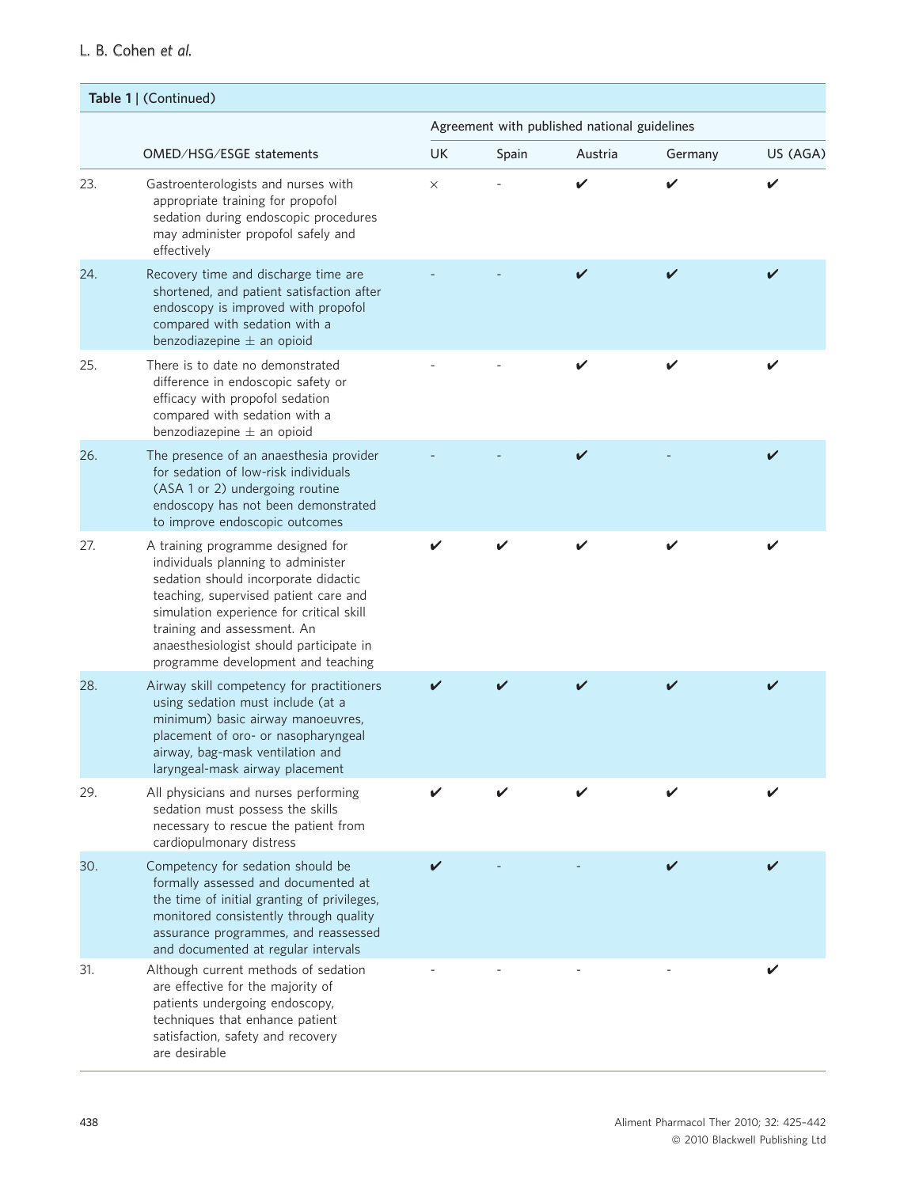**Table 1** | (Continued)

| | OMED/HSG/ESGE statements | Agreement with published national guidelines | | | | |
|---|---|---|---|---|---|---|
| | | UK | Spain | Austria | Germany | US (AGA) |
| 23. | Gastroenterologists and nurses with appropriate training for propofol sedation during endoscopic procedures may administer propofol safely and effectively | × | - | ✔ | ✔ | ✔ |
| 24. | Recovery time and discharge time are shortened, and patient satisfaction after endoscopy is improved with propofol compared with sedation with a benzodiazepine ± an opioid | - | - | ✔ | ✔ | ✔ |
| 25. | There is to date no demonstrated difference in endoscopic safety or efficacy with propofol sedation compared with sedation with a benzodiazepine ± an opioid | - | - | ✔ | ✔ | ✔ |
| 26. | The presence of an anaesthesia provider for sedation of low-risk individuals (ASA 1 or 2) undergoing routine endoscopy has not been demonstrated to improve endoscopic outcomes | - | - | ✔ | - | ✔ |
| 27. | A training programme designed for individuals planning to administer sedation should incorporate didactic teaching, supervised patient care and simulation experience for critical skill training and assessment. An anaesthesiologist should participate in programme development and teaching | ✔ | ✔ | ✔ | ✔ | ✔ |
| 28. | Airway skill competency for practitioners using sedation must include (at a minimum) basic airway manoeuvres, placement of oro- or nasopharyngeal airway, bag-mask ventilation and laryngeal-mask airway placement | ✔ | ✔ | ✔ | ✔ | ✔ |
| 29. | All physicians and nurses performing sedation must possess the skills necessary to rescue the patient from cardiopulmonary distress | ✔ | ✔ | ✔ | ✔ | ✔ |
| 30. | Competency for sedation should be formally assessed and documented at the time of initial granting of privileges, monitored consistently through quality assurance programmes, and reassessed and documented at regular intervals | ✔ | - | - | ✔ | ✔ |
| 31. | Although current methods of sedation are effective for the majority of patients undergoing endoscopy, techniques that enhance patient satisfaction, safety and recovery are desirable | - | - | - | - | ✔ |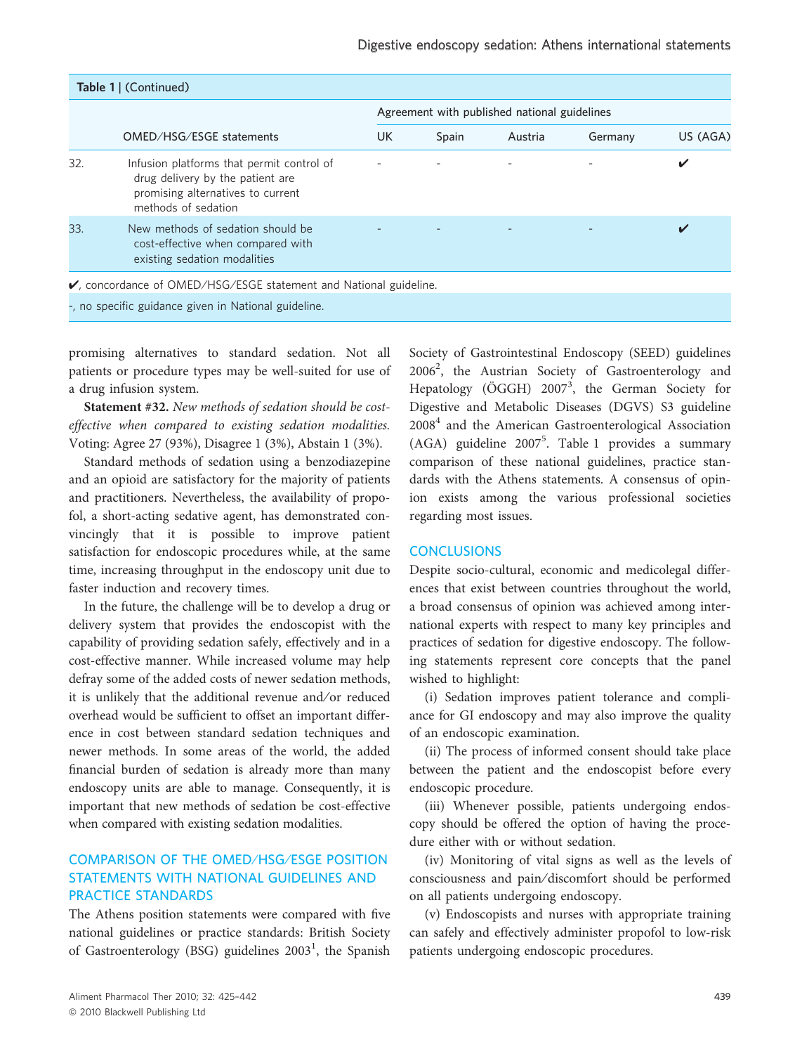| Table 1 \| (Continued) | | | | | | |
|---|---|---|---|---|---|---|
| | | Agreement with published national guidelines | | | | |
| | OMED/HSG/ESGE statements | UK | Spain | Austria | Germany | US (AGA) |
| 32. | Infusion platforms that permit control of drug delivery by the patient are promising alternatives to current methods of sedation | - | - | - | - | ✔ |
| 33. | New methods of sedation should be cost-effective when compared with existing sedation modalities | - | - | - | - | ✔ |

✔, concordance of OMED/HSG/ESGE statement and National guideline.

-, no specific guidance given in National guideline.

promising alternatives to standard sedation. Not all patients or procedure types may be well-suited for use of a drug infusion system.

**Statement #32.** *New methods of sedation should be cost-effective when compared to existing sedation modalities.* Voting: Agree 27 (93%), Disagree 1 (3%), Abstain 1 (3%).

Standard methods of sedation using a benzodiazepine and an opioid are satisfactory for the majority of patients and practitioners. Nevertheless, the availability of propofol, a short-acting sedative agent, has demonstrated convincingly that it is possible to improve patient satisfaction for endoscopic procedures while, at the same time, increasing throughput in the endoscopy unit due to faster induction and recovery times.

In the future, the challenge will be to develop a drug or delivery system that provides the endoscopist with the capability of providing sedation safely, effectively and in a cost-effective manner. While increased volume may help defray some of the added costs of newer sedation methods, it is unlikely that the additional revenue and/or reduced overhead would be sufficient to offset an important difference in cost between standard sedation techniques and newer methods. In some areas of the world, the added financial burden of sedation is already more than many endoscopy units are able to manage. Consequently, it is important that new methods of sedation be cost-effective when compared with existing sedation modalities.

## COMPARISON OF THE OMED/HSG/ESGE POSITION STATEMENTS WITH NATIONAL GUIDELINES AND PRACTICE STANDARDS

The Athens position statements were compared with five national guidelines or practice standards: British Society of Gastroenterology (BSG) guidelines 2003[1], the Spanish Society of Gastrointestinal Endoscopy (SEED) guidelines 2006[2], the Austrian Society of Gastroenterology and Hepatology (ÖGGH) 2007[3], the German Society for Digestive and Metabolic Diseases (DGVS) S3 guideline 2008[4] and the American Gastroenterological Association (AGA) guideline 2007[5]. Table 1 provides a summary comparison of these national guidelines, practice standards with the Athens statements. A consensus of opinion exists among the various professional societies regarding most issues.

## CONCLUSIONS

Despite socio-cultural, economic and medicolegal differences that exist between countries throughout the world, a broad consensus of opinion was achieved among international experts with respect to many key principles and practices of sedation for digestive endoscopy. The following statements represent core concepts that the panel wished to highlight:

(i) Sedation improves patient tolerance and compliance for GI endoscopy and may also improve the quality of an endoscopic examination.

(ii) The process of informed consent should take place between the patient and the endoscopist before every endoscopic procedure.

(iii) Whenever possible, patients undergoing endoscopy should be offered the option of having the procedure either with or without sedation.

(iv) Monitoring of vital signs as well as the levels of consciousness and pain/discomfort should be performed on all patients undergoing endoscopy.

(v) Endoscopists and nurses with appropriate training can safely and effectively administer propofol to low-risk patients undergoing endoscopic procedures.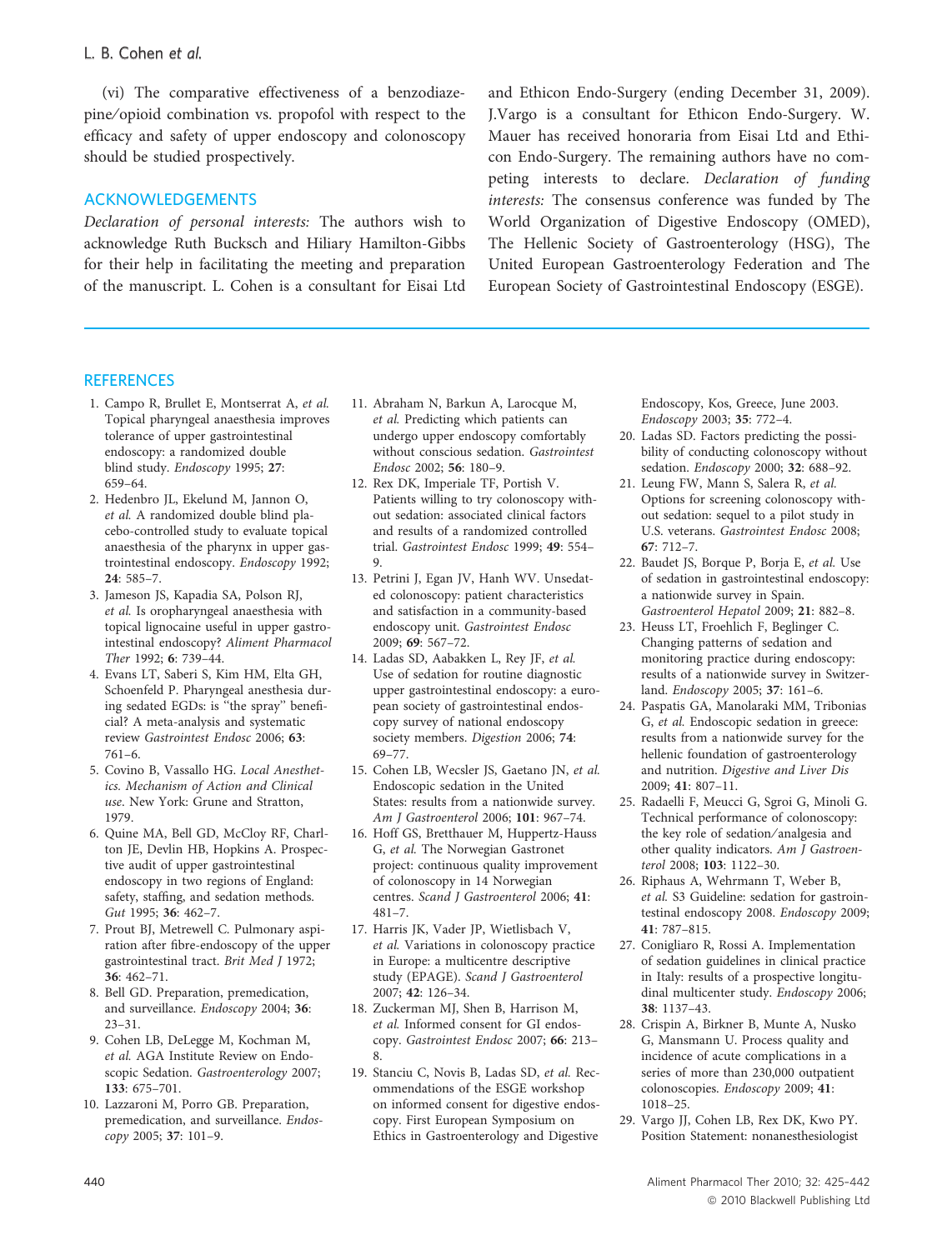(vi) The comparative effectiveness of a benzodiazepine/opioid combination vs. propofol with respect to the efficacy and safety of upper endoscopy and colonoscopy should be studied prospectively.

## ACKNOWLEDGEMENTS

*Declaration of personal interests:* The authors wish to acknowledge Ruth Bucksch and Hiliary Hamilton-Gibbs for their help in facilitating the meeting and preparation of the manuscript. L. Cohen is a consultant for Eisai Ltd and Ethicon Endo-Surgery (ending December 31, 2009). J.Vargo is a consultant for Ethicon Endo-Surgery. W. Mauer has received honoraria from Eisai Ltd and Ethicon Endo-Surgery. The remaining authors have no competing interests to declare. *Declaration of funding interests:* The consensus conference was funded by The World Organization of Digestive Endoscopy (OMED), The Hellenic Society of Gastroenterology (HSG), The United European Gastroenterology Federation and The European Society of Gastrointestinal Endoscopy (ESGE).

## REFERENCES

1. Campo R, Brullet E, Montserrat A, *et al.* Topical pharyngeal anaesthesia improves tolerance of upper gastrointestinal endoscopy: a randomized double blind study. *Endoscopy* 1995; **27**: 659–64.
2. Hedenbro JL, Ekelund M, Jannon O, *et al.* A randomized double blind placebo-controlled study to evaluate topical anaesthesia of the pharynx in upper gastrointestinal endoscopy. *Endoscopy* 1992; **24**: 585–7.
3. Jameson JS, Kapadia SA, Polson RJ, *et al.* Is oropharyngeal anaesthesia with topical lignocaine useful in upper gastrointestinal endoscopy? *Aliment Pharmacol Ther* 1992; **6**: 739–44.
4. Evans LT, Saberi S, Kim HM, Elta GH, Schoenfeld P. Pharyngeal anesthesia during sedated EGDs: is "the spray" beneficial? A meta-analysis and systematic review *Gastrointest Endosc* 2006; **63**: 761–6.
5. Covino B, Vassallo HG. *Local Anesthetics. Mechanism of Action and Clinical use*. New York: Grune and Stratton, 1979.
6. Quine MA, Bell GD, McCloy RF, Charlton JE, Devlin HB, Hopkins A. Prospective audit of upper gastrointestinal endoscopy in two regions of England: safety, staffing, and sedation methods. *Gut* 1995; **36**: 462–7.
7. Prout BJ, Metrewell C. Pulmonary aspiration after fibre-endoscopy of the upper gastrointestinal tract. *Brit Med J* 1972; **36**: 462–71.
8. Bell GD. Preparation, premedication, and surveillance. *Endoscopy* 2004; **36**: 23–31.
9. Cohen LB, DeLegge M, Kochman M, *et al.* AGA Institute Review on Endoscopic Sedation. *Gastroenterology* 2007; **133**: 675–701.
10. Lazzaroni M, Porro GB. Preparation, premedication, and surveillance. *Endoscopy* 2005; **37**: 101–9.
11. Abraham N, Barkun A, Larocque M, *et al.* Predicting which patients can undergo upper endoscopy comfortably without conscious sedation. *Gastrointest Endosc* 2002; **56**: 180–9.
12. Rex DK, Imperiale TF, Portish V. Patients willing to try colonoscopy without sedation: associated clinical factors and results of a randomized controlled trial. *Gastrointest Endosc* 1999; **49**: 554–9.
13. Petrini J, Egan JV, Hanh WV. Unsedated colonoscopy: patient characteristics and satisfaction in a community-based endoscopy unit. *Gastrointest Endosc* 2009; **69**: 567–72.
14. Ladas SD, Aabakken L, Rey JF, *et al.* Use of sedation for routine diagnostic upper gastrointestinal endoscopy: a european society of gastrointestinal endoscopy survey of national endoscopy society members. *Digestion* 2006; **74**: 69–77.
15. Cohen LB, Wecsler JS, Gaetano JN, *et al.* Endoscopic sedation in the United States: results from a nationwide survey. *Am J Gastroenterol* 2006; **101**: 967–74.
16. Hoff GS, Bretthauer M, Huppertz-Hauss G, *et al.* The Norwegian Gastronet project: continuous quality improvement of colonoscopy in 14 Norwegian centres. *Scand J Gastroenterol* 2006; **41**: 481–7.
17. Harris JK, Vader JP, Wietlisbach V, *et al.* Variations in colonoscopy practice in Europe: a multicentre descriptive study (EPAGE). *Scand J Gastroenterol* 2007; **42**: 126–34.
18. Zuckerman MJ, Shen B, Harrison M, *et al.* Informed consent for GI endoscopy. *Gastrointest Endosc* 2007; **66**: 213–8.
19. Stanciu C, Novis B, Ladas SD, *et al.* Recommendations of the ESGE workshop on informed consent for digestive endoscopy. First European Symposium on Ethics in Gastroenterology and Digestive Endoscopy, Kos, Greece, June 2003. *Endoscopy* 2003; **35**: 772–4.
20. Ladas SD. Factors predicting the possibility of conducting colonoscopy without sedation. *Endoscopy* 2000; **32**: 688–92.
21. Leung FW, Mann S, Salera R, *et al.* Options for screening colonoscopy without sedation: sequel to a pilot study in U.S. veterans. *Gastrointest Endosc* 2008; **67**: 712–7.
22. Baudet JS, Borque P, Borja E, *et al.* Use of sedation in gastrointestinal endoscopy: a nationwide survey in Spain. *Gastroenterol Hepatol* 2009; **21**: 882–8.
23. Heuss LT, Froehlich F, Beglinger C. Changing patterns of sedation and monitoring practice during endoscopy: results of a nationwide survey in Switzerland. *Endoscopy* 2005; **37**: 161–6.
24. Paspatis GA, Manolaraki MM, Tribonias G, *et al.* Endoscopic sedation in greece: results from a nationwide survey for the hellenic foundation of gastroenterology and nutrition. *Digestive and Liver Dis* 2009; **41**: 807–11.
25. Radaelli F, Meucci G, Sgroi G, Minoli G. Technical performance of colonoscopy: the key role of sedation/analgesia and other quality indicators. *Am J Gastroenterol* 2008; **103**: 1122–30.
26. Riphaus A, Wehrmann T, Weber B, *et al.* S3 Guideline: sedation for gastrointestinal endoscopy 2008. *Endoscopy* 2009; **41**: 787–815.
27. Conigliaro R, Rossi A. Implementation of sedation guidelines in clinical practice in Italy: results of a prospective longitudinal multicenter study. *Endoscopy* 2006; **38**: 1137–43.
28. Crispin A, Birkner B, Munte A, Nusko G, Mansmann U. Process quality and incidence of acute complications in a series of more than 230,000 outpatient colonoscopies. *Endoscopy* 2009; **41**: 1018–25.
29. Vargo JJ, Cohen LB, Rex DK, Kwo PY. Position Statement: nonanesthesiologist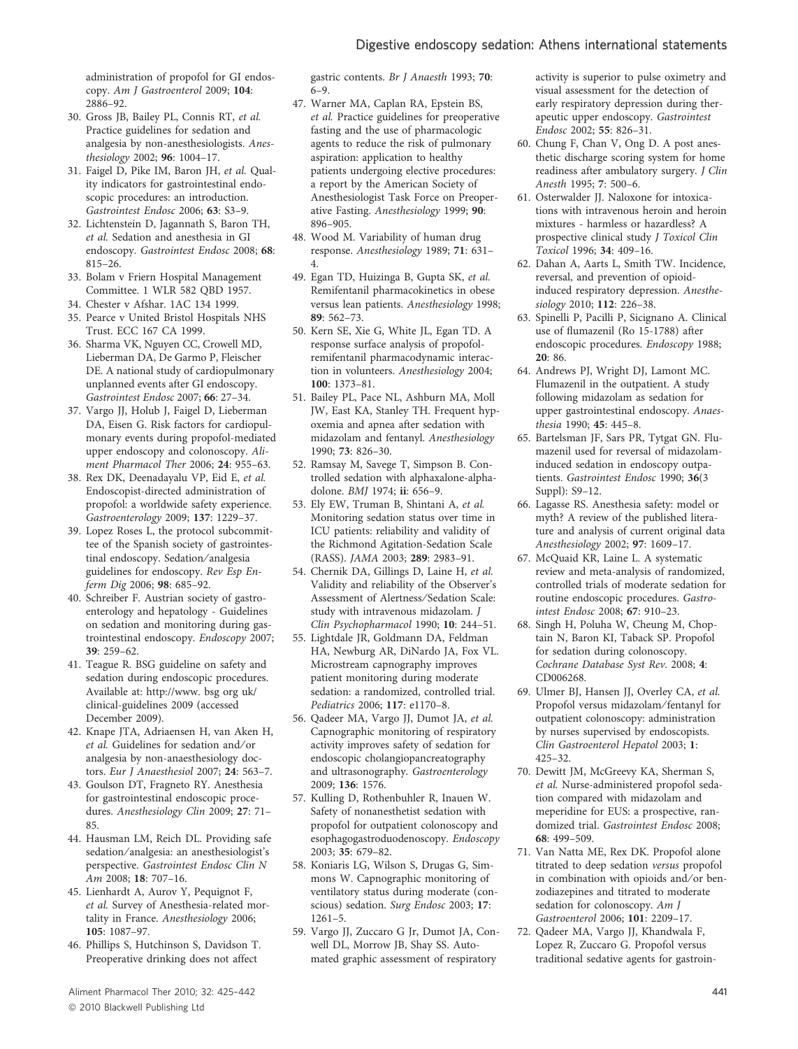administration of propofol for GI endoscopy. *Am J Gastroenterol* 2009; **104**: 2886–92.

30. Gross JB, Bailey PL, Connis RT, *et al.* Practice guidelines for sedation and analgesia by non-anesthesiologists. *Anesthesiology* 2002; **96**: 1004–17.
31. Faigel D, Pike IM, Baron JH, *et al.* Quality indicators for gastrointestinal endoscopic procedures: an introduction. *Gastrointest Endosc* 2006; **63**: S3–9.
32. Lichtenstein D, Jagannath S, Baron TH, *et al.* Sedation and anesthesia in GI endoscopy. *Gastrointest Endosc* 2008; **68**: 815–26.
33. Bolam v Friern Hospital Management Committee. 1 WLR 582 QBD 1957.
34. Chester v Afshar. 1AC 134 1999.
35. Pearce v United Bristol Hospitals NHS Trust. ECC 167 CA 1999.
36. Sharma VK, Nguyen CC, Crowell MD, Lieberman DA, De Garmo P, Fleischer DE. A national study of cardiopulmonary unplanned events after GI endoscopy. *Gastrointest Endosc* 2007; **66**: 27–34.
37. Vargo JJ, Holub J, Faigel D, Lieberman DA, Eisen G. Risk factors for cardiopulmonary events during propofol-mediated upper endoscopy and colonoscopy. *Aliment Pharmacol Ther* 2006; **24**: 955–63.
38. Rex DK, Deenadayalu VP, Eid E, *et al.* Endoscopist-directed administration of propofol: a worldwide safety experience. *Gastroenterology* 2009; **137**: 1229–37.
39. Lopez Roses L, the protocol subcommittee of the Spanish society of gastrointestinal endoscopy. Sedation/analgesia guidelines for endoscopy. *Rev Esp Enferm Dig* 2006; **98**: 685–92.
40. Schreiber F. Austrian society of gastroenterology and hepatology - Guidelines on sedation and monitoring during gastrointestinal endoscopy. *Endoscopy* 2007; **39**: 259–62.
41. Teague R. BSG guideline on safety and sedation during endoscopic procedures. Available at: http://www. bsg.org uk/clinical-guidelines 2009 (accessed December 2009).
42. Knape JTA, Adriaensen H, van Aken H, *et al.* Guidelines for sedation and/or analgesia by non-anaesthesiology doctors. *Eur J Anaesthesiol* 2007; **24**: 563–7.
43. Goulson DT, Fragneto RY. Anesthesia for gastrointestinal endoscopic procedures. *Anesthesiology Clin* 2009; **27**: 71–85.
44. Hausman LM, Reich DL. Providing safe sedation/analgesia: an anesthesiologist's perspective. *Gastrointest Endosc Clin N Am* 2008; **18**: 707–16.
45. Lienhardt A, Aurov Y, Pequignot F, *et al.* Survey of Anesthesia-related mortality in France. *Anesthesiology* 2006; **105**: 1087–97.
46. Phillips S, Hutchinson S, Davidson T. Preoperative drinking does not affect gastric contents. *Br J Anaesth* 1993; **70**: 6–9.
47. Warner MA, Caplan RA, Epstein BS, *et al.* Practice guidelines for preoperative fasting and the use of pharmacologic agents to reduce the risk of pulmonary aspiration: application to healthy patients undergoing elective procedures: a report by the American Society of Anesthesiologist Task Force on Preoperative Fasting. *Anesthesiology* 1999; **90**: 896–905.
48. Wood M. Variability of human drug response. *Anesthesiology* 1989; **71**: 631–4.
49. Egan TD, Huizinga B, Gupta SK, *et al.* Remifentanil pharmacokinetics in obese versus lean patients. *Anesthesiology* 1998; **89**: 562–73.
50. Kern SE, Xie G, White JL, Egan TD. A response surface analysis of propofol-remifentanil pharmacodynamic interaction in volunteers. *Anesthesiology* 2004; **100**: 1373–81.
51. Bailey PL, Pace NL, Ashburn MA, Moll JW, East KA, Stanley TH. Frequent hypoxemia and apnea after sedation with midazolam and fentanyl. *Anesthesiology* 1990; **73**: 826–30.
52. Ramsay M, Savege T, Simpson B. Controlled sedation with alphaxalone-alphadolone. *BMJ* 1974; **ii**: 656–9.
53. Ely EW, Truman B, Shintani A, *et al.* Monitoring sedation status over time in ICU patients: reliability and validity of the Richmond Agitation-Sedation Scale (RASS). *JAMA* 2003; **289**: 2983–91.
54. Chernik DA, Gillings D, Laine H, *et al.* Validity and reliability of the Observer's Assessment of Alertness/Sedation Scale: study with intravenous midazolam. *J Clin Psychopharmacol* 1990; **10**: 244–51.
55. Lightdale JR, Goldmann DA, Feldman HA, Newburg AR, DiNardo JA, Fox VL. Microstream capnography improves patient monitoring during moderate sedation: a randomized, controlled trial. *Pediatrics* 2006; **117**: e1170–8.
56. Qadeer MA, Vargo JJ, Dumot JA, *et al.* Capnographic monitoring of respiratory activity improves safety of sedation for endoscopic cholangiopancreatography and ultrasonography. *Gastroenterology* 2009; **136**: 1576.
57. Kulling D, Rothenbuhler R, Inauen W. Safety of nonanesthetist sedation with propofol for outpatient colonoscopy and esophagogastroduodenoscopy. *Endoscopy* 2003; **35**: 679–82.
58. Koniaris LG, Wilson S, Drugas G, Simmons W. Capnographic monitoring of ventilatory status during moderate (conscious) sedation. *Surg Endosc* 2003; **17**: 1261–5.
59. Vargo JJ, Zuccaro G Jr, Dumot JA, Conwell DL, Morrow JB, Shay SS. Automated graphic assessment of respiratory activity is superior to pulse oximetry and visual assessment for the detection of early respiratory depression during therapeutic upper endoscopy. *Gastrointest Endosc* 2002; **55**: 826–31.
60. Chung F, Chan V, Ong D. A post anesthetic discharge scoring system for home readiness after ambulatory surgery. *J Clin Anesth* 1995; **7**: 500–6.
61. Osterwalder JJ. Naloxone for intoxications with intravenous heroin and heroin mixtures - harmless or hazardless? A prospective clinical study *J Toxicol Clin Toxicol* 1996; **34**: 409–16.
62. Dahan A, Aarts L, Smith TW. Incidence, reversal, and prevention of opioid-induced respiratory depression. *Anesthesiology* 2010; **112**: 226–38.
63. Spinelli P, Pacilli P, Sicignano A. Clinical use of flumazenil (Ro 15-1788) after endoscopic procedures. *Endoscopy* 1988; **20**: 86.
64. Andrews PJ, Wright DJ, Lamont MC. Flumazenil in the outpatient. A study following midazolam as sedation for upper gastrointestinal endoscopy. *Anaesthesia* 1990; **45**: 445–8.
65. Bartelsman JF, Sars PR, Tytgat GN. Flumazenil used for reversal of midazolam-induced sedation in endoscopy outpatients. *Gastrointest Endosc* 1990; **36**(3 Suppl): S9–12.
66. Lagasse RS. Anesthesia safety: model or myth? A review of the published literature and analysis of current original data *Anesthesiology* 2002; **97**: 1609–17.
67. McQuaid KR, Laine L. A systematic review and meta-analysis of randomized, controlled trials of moderate sedation for routine endoscopic procedures. *Gastrointest Endosc* 2008; **67**: 910–23.
68. Singh H, Poluha W, Cheung M, Choptain N, Baron KI, Taback SP. Propofol for sedation during colonoscopy. *Cochrane Database Syst Rev*. 2008; **4**: CD006268.
69. Ulmer BJ, Hansen JJ, Overley CA, *et al.* Propofol versus midazolam/fentanyl for outpatient colonoscopy: administration by nurses supervised by endoscopists. *Clin Gastroenterol Hepatol* 2003; **1**: 425–32.
70. Dewitt JM, McGreevy KA, Sherman S, *et al.* Nurse-administered propofol sedation compared with midazolam and meperidine for EUS: a prospective, randomized trial. *Gastrointest Endosc* 2008; **68**: 499–509.
71. Van Natta ME, Rex DK. Propofol alone titrated to deep sedation *versus* propofol in combination with opioids and/or benzodiazepines and titrated to moderate sedation for colonoscopy. *Am J Gastroenterol* 2006; **101**: 2209–17.
72. Qadeer MA, Vargo JJ, Khandwala F, Lopez R, Zuccaro G. Propofol versus traditional sedative agents for gastroin-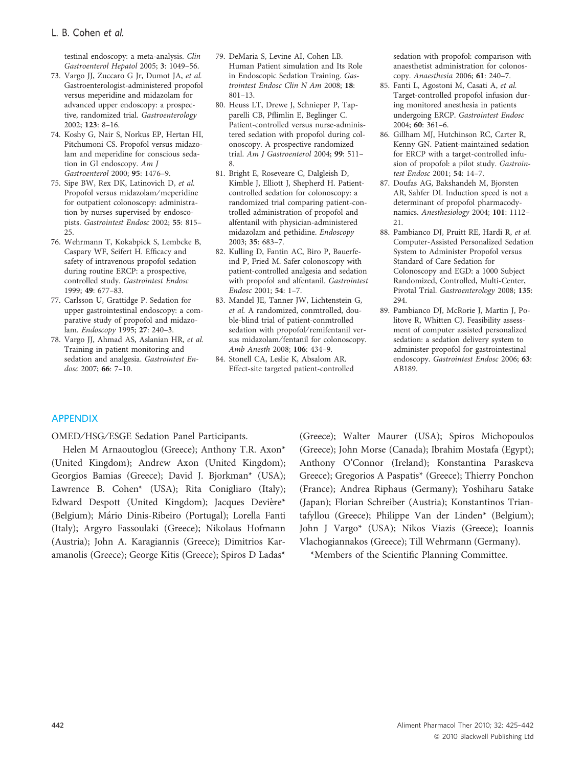testinal endoscopy: a meta-analysis. *Clin Gastroenterol Hepatol* 2005; **3**: 1049–56.

73. Vargo JJ, Zuccaro G Jr, Dumot JA, *et al.* Gastroenterologist-administered propofol versus meperidine and midazolam for advanced upper endoscopy: a prospective, randomized trial. *Gastroenterology* 2002; **123**: 8–16.
74. Koshy G, Nair S, Norkus EP, Hertan HI, Pitchumoni CS. Propofol versus midazolam and meperidine for conscious sedation in GI endoscopy. *Am J Gastroenterol* 2000; **95**: 1476–9.
75. Sipe BW, Rex DK, Latinovich D, *et al.* Propofol versus midazolam/meperidine for outpatient colonoscopy: administration by nurses supervised by endoscopists. *Gastrointest Endosc* 2002; **55**: 815–25.
76. Wehrmann T, Kokabpick S, Lembcke B, Caspary WF, Seifert H. Efficacy and safety of intravenous propofol sedation during routine ERCP: a prospective, controlled study. *Gastrointest Endosc* 1999; **49**: 677–83.
77. Carlsson U, Grattidge P. Sedation for upper gastrointestinal endoscopy: a comparative study of propofol and midazolam. *Endoscopy* 1995; **27**: 240–3.
78. Vargo JJ, Ahmad AS, Aslanian HR, *et al.* Training in patient monitoring and sedation and analgesia. *Gastrointest Endosc* 2007; **66**: 7–10.
79. DeMaria S, Levine AI, Cohen LB. Human Patient simulation and Its Role in Endoscopic Sedation Training. *Gastrointest Endosc Clin N Am* 2008; **18**: 801–13.
80. Heuss LT, Drewe J, Schnieper P, Tapparelli CB, Pflimlin E, Beglinger C. Patient-controlled versus nurse-administered sedation with propofol during colonoscopy. A prospective randomized trial. *Am J Gastroenterol* 2004; **99**: 511–8.
81. Bright E, Roseveare C, Dalgleish D, Kimble J, Elliott J, Shepherd H. Patient-controlled sedation for colonoscopy: a randomized trial comparing patient-controlled administration of propofol and alfentanil with physician-administered midazolam and pethidine. *Endoscopy* 2003; **35**: 683–7.
82. Kulling D, Fantin AC, Biro P, Bauerfeind P, Fried M. Safer colonoscopy with patient-controlled analgesia and sedation with propofol and alfentanil. *Gastrointest Endosc* 2001; **54**: 1–7.
83. Mandel JE, Tanner JW, Lichtenstein G, *et al.* A randomized, conmtrolled, double-blind trial of patient-conmtrolled sedation with propofol/remifentanil versus midazolam/fentanil for colonoscopy. *Amb Anesth* 2008; **106**: 434–9.
84. Stonell CA, Leslie K, Absalom AR. Effect-site targeted patient-controlled sedation with propofol: comparison with anaesthetist administration for colonoscopy. *Anaesthesia* 2006; **61**: 240–7.
85. Fanti L, Agostoni M, Casati A, *et al.* Target-controlled propofol infusion during monitored anesthesia in patients undergoing ERCP. *Gastrointest Endosc* 2004; **60**: 361–6.
86. Gillham MJ, Hutchinson RC, Carter R, Kenny GN. Patient-maintained sedation for ERCP with a target-controlled infusion of propofol: a pilot study. *Gastrointest Endosc* 2001; **54**: 14–7.
87. Doufas AG, Bakshandeh M, Bjorsten AR, Sahfer DI. Induction speed is not a determinant of propofol pharmacodynamics. *Anesthesiology* 2004; **101**: 1112–21.
88. Pambianco DJ, Pruitt RE, Hardi R, *et al.* Computer-Assisted Personalized Sedation System to Administer Propofol versus Standard of Care Sedation for Colonoscopy and EGD: a 1000 Subject Randomized, Controlled, Multi-Center, Pivotal Trial. *Gastroenterology* 2008; **135**: 294.
89. Pambianco DJ, McRorie J, Martin J, Politove R, Whitten CJ. Feasibility assessment of computer assisted personalized sedation: a sedation delivery system to administer propofol for gastrointestinal endoscopy. *Gastrointest Endosc* 2006; **63**: AB189.

## APPENDIX

OMED/HSG/ESGE Sedation Panel Participants.

Helen M Arnaoutoglou (Greece); Anthony T.R. Axon* (United Kingdom); Andrew Axon (United Kingdom); Georgios Bamias (Greece); David J. Bjorkman* (USA); Lawrence B. Cohen* (USA); Rita Conigliaro (Italy); Edward Despott (United Kingdom); Jacques Devière* (Belgium); Mário Dinis-Ribeiro (Portugal); Lorella Fanti (Italy); Argyro Fassoulaki (Greece); Nikolaus Hofmann (Austria); John A. Karagiannis (Greece); Dimitrios Karamanolis (Greece); George Kitis (Greece); Spiros D Ladas* (Greece); Walter Maurer (USA); Spiros Michopoulos (Greece); John Morse (Canada); Ibrahim Mostafa (Egypt); Anthony O'Connor (Ireland); Konstantina Paraskeva Greece); Gregorios A Paspatis* (Greece); Thierry Ponchon (France); Andrea Riphaus (Germany); Yoshiharu Satake (Japan); Florian Schreiber (Austria); Konstantinos Triantafyllou (Greece); Philippe Van der Linden* (Belgium); John J Vargo* (USA); Nikos Viazis (Greece); Ioannis Vlachogiannakos (Greece); Till Wehrmann (Germany).

*Members of the Scientific Planning Committee.